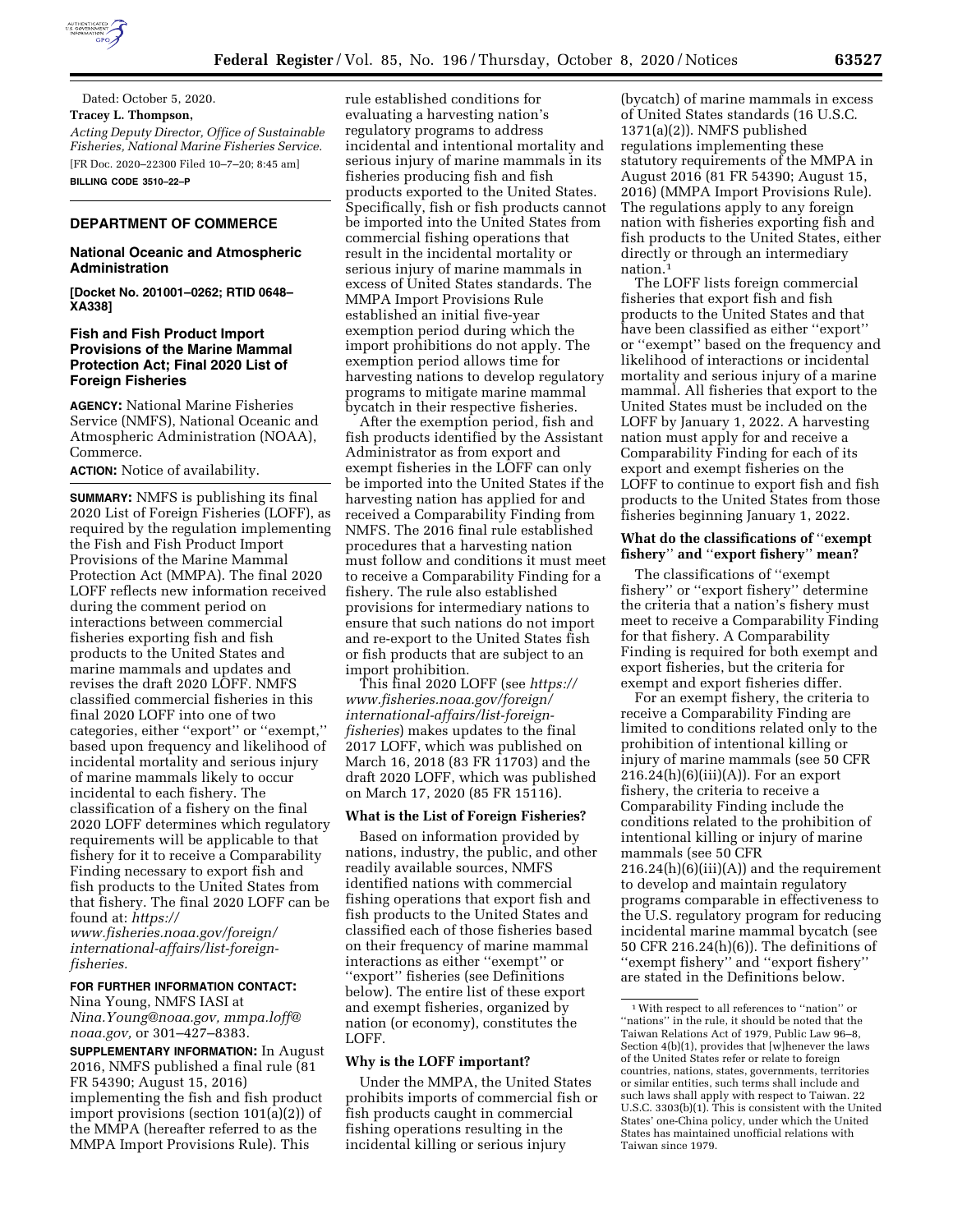Dated: October 5, 2020.

**Tracey L. Thompson,**

*Acting Deputy Director, Office of Sustainable Fisheries, National Marine Fisheries Service.*

[FR Doc. 2020–22300 Filed 10–7–20; 8:45 am]

**BILLING CODE 3510–22–P**

## DEPARTMENT OF COMMERCE

### National Oceanic and Atmospheric Administration

**[Docket No. 201001–0262; RTID 0648–XA338]**

### Fish and Fish Product Import Provisions of the Marine Mammal Protection Act; Final 2020 List of Foreign Fisheries

**AGENCY:** National Marine Fisheries Service (NMFS), National Oceanic and Atmospheric Administration (NOAA), Commerce.

**ACTION:** Notice of availability.

**SUMMARY:** NMFS is publishing its final 2020 List of Foreign Fisheries (LOFF), as required by the regulation implementing the Fish and Fish Product Import Provisions of the Marine Mammal Protection Act (MMPA). The final 2020 LOFF reflects new information received during the comment period on interactions between commercial fisheries exporting fish and fish products to the United States and marine mammals and updates and revises the draft 2020 LOFF. NMFS classified commercial fisheries in this final 2020 LOFF into one of two categories, either ''export'' or ''exempt,'' based upon frequency and likelihood of incidental mortality and serious injury of marine mammals likely to occur incidental to each fishery. The classification of a fishery on the final 2020 LOFF determines which regulatory requirements will be applicable to that fishery for it to receive a Comparability Finding necessary to export fish and fish products to the United States from that fishery. The final 2020 LOFF can be found at: *https://www.fisheries.noaa.gov/foreign/international-affairs/list-foreign-fisheries.*

**FOR FURTHER INFORMATION CONTACT:** Nina Young, NMFS IASI at *Nina.Young@noaa.gov, mmpa.loff@noaa.gov,* or 301–427–8383.

**SUPPLEMENTARY INFORMATION:** In August 2016, NMFS published a final rule (81 FR 54390; August 15, 2016) implementing the fish and fish product import provisions (section 101(a)(2)) of the MMPA (hereafter referred to as the MMPA Import Provisions Rule). This rule established conditions for evaluating a harvesting nation's regulatory programs to address incidental and intentional mortality and serious injury of marine mammals in its fisheries producing fish and fish products exported to the United States. Specifically, fish or fish products cannot be imported into the United States from commercial fishing operations that result in the incidental mortality or serious injury of marine mammals in excess of United States standards. The MMPA Import Provisions Rule established an initial five-year exemption period during which the import prohibitions do not apply. The exemption period allows time for harvesting nations to develop regulatory programs to mitigate marine mammal bycatch in their respective fisheries.

After the exemption period, fish and fish products identified by the Assistant Administrator as from export and exempt fisheries in the LOFF can only be imported into the United States if the harvesting nation has applied for and received a Comparability Finding from NMFS. The 2016 final rule established procedures that a harvesting nation must follow and conditions it must meet to receive a Comparability Finding for a fishery. The rule also established provisions for intermediary nations to ensure that such nations do not import and re-export to the United States fish or fish products that are subject to an import prohibition.

This final 2020 LOFF (see *https://www.fisheries.noaa.gov/foreign/international-affairs/list-foreign-fisheries*) makes updates to the final 2017 LOFF, which was published on March 16, 2018 (83 FR 11703) and the draft 2020 LOFF, which was published on March 17, 2020 (85 FR 15116).

#### What is the List of Foreign Fisheries?

Based on information provided by nations, industry, the public, and other readily available sources, NMFS identified nations with commercial fishing operations that export fish and fish products to the United States and classified each of those fisheries based on their frequency of marine mammal interactions as either ''exempt'' or ''export'' fisheries (see Definitions below). The entire list of these export and exempt fisheries, organized by nation (or economy), constitutes the LOFF.

#### Why is the LOFF important?

Under the MMPA, the United States prohibits imports of commercial fish or fish products caught in commercial fishing operations resulting in the incidental killing or serious injury (bycatch) of marine mammals in excess of United States standards (16 U.S.C. 1371(a)(2)). NMFS published regulations implementing these statutory requirements of the MMPA in August 2016 (81 FR 54390; August 15, 2016) (MMPA Import Provisions Rule). The regulations apply to any foreign nation with fisheries exporting fish and fish products to the United States, either directly or through an intermediary nation.[1]

The LOFF lists foreign commercial fisheries that export fish and fish products to the United States and that have been classified as either ''export'' or ''exempt'' based on the frequency and likelihood of interactions or incidental mortality and serious injury of a marine mammal. All fisheries that export to the United States must be included on the LOFF by January 1, 2022. A harvesting nation must apply for and receive a Comparability Finding for each of its export and exempt fisheries on the LOFF to continue to export fish and fish products to the United States from those fisheries beginning January 1, 2022.

#### What do the classifications of ''exempt fishery'' and ''export fishery'' mean?

The classifications of ''exempt fishery'' or ''export fishery'' determine the criteria that a nation's fishery must meet to receive a Comparability Finding for that fishery. A Comparability Finding is required for both exempt and export fisheries, but the criteria for exempt and export fisheries differ.

For an exempt fishery, the criteria to receive a Comparability Finding are limited to conditions related only to the prohibition of intentional killing or injury of marine mammals (see 50 CFR 216.24(h)(6)(iii)(A)). For an export fishery, the criteria to receive a Comparability Finding include the conditions related to the prohibition of intentional killing or injury of marine mammals (see 50 CFR 216.24(h)(6)(iii)(A)) and the requirement to develop and maintain regulatory programs comparable in effectiveness to the U.S. regulatory program for reducing incidental marine mammal bycatch (see 50 CFR 216.24(h)(6)). The definitions of ''exempt fishery'' and ''export fishery'' are stated in the Definitions below.

[1] With respect to all references to ''nation'' or ''nations'' in the rule, it should be noted that the Taiwan Relations Act of 1979, Public Law 96–8, Section 4(b)(1), provides that [w]henever the laws of the United States refer or relate to foreign countries, nations, states, governments, territories or similar entities, such terms shall include and such laws shall apply with respect to Taiwan. 22 U.S.C. 3303(b)(1). This is consistent with the United States' one-China policy, under which the United States has maintained unofficial relations with Taiwan since 1979.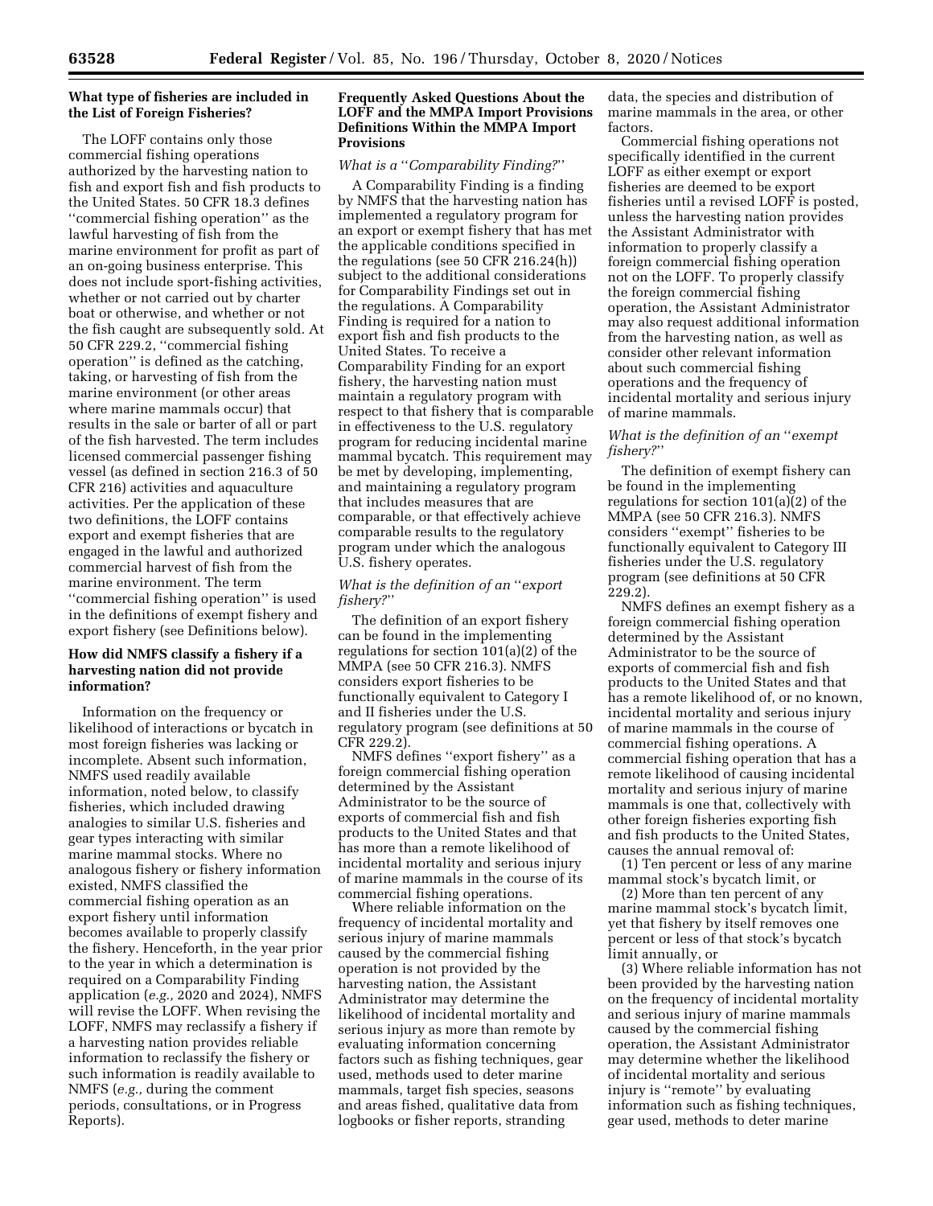## What type of fisheries are included in the List of Foreign Fisheries?

The LOFF contains only those commercial fishing operations authorized by the harvesting nation to fish and export fish and fish products to the United States. 50 CFR 18.3 defines ''commercial fishing operation'' as the lawful harvesting of fish from the marine environment for profit as part of an on-going business enterprise. This does not include sport-fishing activities, whether or not carried out by charter boat or otherwise, and whether or not the fish caught are subsequently sold. At 50 CFR 229.2, ''commercial fishing operation'' is defined as the catching, taking, or harvesting of fish from the marine environment (or other areas where marine mammals occur) that results in the sale or barter of all or part of the fish harvested. The term includes licensed commercial passenger fishing vessel (as defined in section 216.3 of 50 CFR 216) activities and aquaculture activities. Per the application of these two definitions, the LOFF contains export and exempt fisheries that are engaged in the lawful and authorized commercial harvest of fish from the marine environment. The term ''commercial fishing operation'' is used in the definitions of exempt fishery and export fishery (see Definitions below).

## How did NMFS classify a fishery if a harvesting nation did not provide information?

Information on the frequency or likelihood of interactions or bycatch in most foreign fisheries was lacking or incomplete. Absent such information, NMFS used readily available information, noted below, to classify fisheries, which included drawing analogies to similar U.S. fisheries and gear types interacting with similar marine mammal stocks. Where no analogous fishery or fishery information existed, NMFS classified the commercial fishing operation as an export fishery until information becomes available to properly classify the fishery. Henceforth, in the year prior to the year in which a determination is required on a Comparability Finding application (*e.g.,* 2020 and 2024), NMFS will revise the LOFF. When revising the LOFF, NMFS may reclassify a fishery if a harvesting nation provides reliable information to reclassify the fishery or such information is readily available to NMFS (*e.g.,* during the comment periods, consultations, or in Progress Reports).

## Frequently Asked Questions About the LOFF and the MMPA Import Provisions Definitions Within the MMPA Import Provisions

### *What is a ''Comparability Finding?''*

A Comparability Finding is a finding by NMFS that the harvesting nation has implemented a regulatory program for an export or exempt fishery that has met the applicable conditions specified in the regulations (see 50 CFR 216.24(h)) subject to the additional considerations for Comparability Findings set out in the regulations. A Comparability Finding is required for a nation to export fish and fish products to the United States. To receive a Comparability Finding for an export fishery, the harvesting nation must maintain a regulatory program with respect to that fishery that is comparable in effectiveness to the U.S. regulatory program for reducing incidental marine mammal bycatch. This requirement may be met by developing, implementing, and maintaining a regulatory program that includes measures that are comparable, or that effectively achieve comparable results to the regulatory program under which the analogous U.S. fishery operates.

### *What is the definition of an ''export fishery?''*

The definition of an export fishery can be found in the implementing regulations for section 101(a)(2) of the MMPA (see 50 CFR 216.3). NMFS considers export fisheries to be functionally equivalent to Category I and II fisheries under the U.S. regulatory program (see definitions at 50 CFR 229.2).

NMFS defines ''export fishery'' as a foreign commercial fishing operation determined by the Assistant Administrator to be the source of exports of commercial fish and fish products to the United States and that has more than a remote likelihood of incidental mortality and serious injury of marine mammals in the course of its commercial fishing operations.

Where reliable information on the frequency of incidental mortality and serious injury of marine mammals caused by the commercial fishing operation is not provided by the harvesting nation, the Assistant Administrator may determine the likelihood of incidental mortality and serious injury as more than remote by evaluating information concerning factors such as fishing techniques, gear used, methods used to deter marine mammals, target fish species, seasons and areas fished, qualitative data from logbooks or fisher reports, stranding data, the species and distribution of marine mammals in the area, or other factors.

Commercial fishing operations not specifically identified in the current LOFF as either exempt or export fisheries are deemed to be export fisheries until a revised LOFF is posted, unless the harvesting nation provides the Assistant Administrator with information to properly classify a foreign commercial fishing operation not on the LOFF. To properly classify the foreign commercial fishing operation, the Assistant Administrator may also request additional information from the harvesting nation, as well as consider other relevant information about such commercial fishing operations and the frequency of incidental mortality and serious injury of marine mammals.

### *What is the definition of an ''exempt fishery?''*

The definition of exempt fishery can be found in the implementing regulations for section 101(a)(2) of the MMPA (see 50 CFR 216.3). NMFS considers ''exempt'' fisheries to be functionally equivalent to Category III fisheries under the U.S. regulatory program (see definitions at 50 CFR 229.2).

NMFS defines an exempt fishery as a foreign commercial fishing operation determined by the Assistant Administrator to be the source of exports of commercial fish and fish products to the United States and that has a remote likelihood of, or no known, incidental mortality and serious injury of marine mammals in the course of commercial fishing operations. A commercial fishing operation that has a remote likelihood of causing incidental mortality and serious injury of marine mammals is one that, collectively with other foreign fisheries exporting fish and fish products to the United States, causes the annual removal of:

(1) Ten percent or less of any marine mammal stock's bycatch limit, or

(2) More than ten percent of any marine mammal stock's bycatch limit, yet that fishery by itself removes one percent or less of that stock's bycatch limit annually, or

(3) Where reliable information has not been provided by the harvesting nation on the frequency of incidental mortality and serious injury of marine mammals caused by the commercial fishing operation, the Assistant Administrator may determine whether the likelihood of incidental mortality and serious injury is ''remote'' by evaluating information such as fishing techniques, gear used, methods to deter marine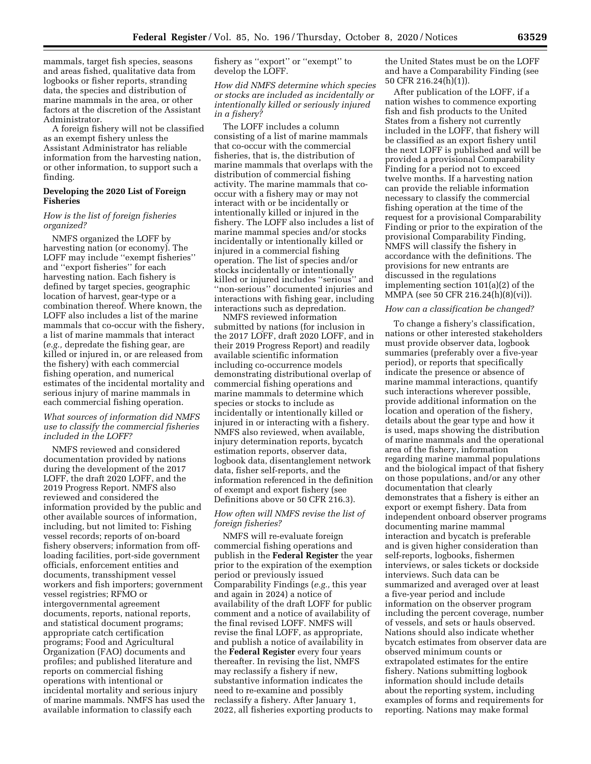mammals, target fish species, seasons and areas fished, qualitative data from logbooks or fisher reports, stranding data, the species and distribution of marine mammals in the area, or other factors at the discretion of the Assistant Administrator.

A foreign fishery will not be classified as an exempt fishery unless the Assistant Administrator has reliable information from the harvesting nation, or other information, to support such a finding.

## Developing the 2020 List of Foreign Fisheries

### *How is the list of foreign fisheries organized?*

NMFS organized the LOFF by harvesting nation (or economy). The LOFF may include ''exempt fisheries'' and ''export fisheries'' for each harvesting nation. Each fishery is defined by target species, geographic location of harvest, gear-type or a combination thereof. Where known, the LOFF also includes a list of the marine mammals that co-occur with the fishery, a list of marine mammals that interact (*e.g.,* depredate the fishing gear, are killed or injured in, or are released from the fishery) with each commercial fishing operation, and numerical estimates of the incidental mortality and serious injury of marine mammals in each commercial fishing operation.

### *What sources of information did NMFS use to classify the commercial fisheries included in the LOFF?*

NMFS reviewed and considered documentation provided by nations during the development of the 2017 LOFF, the draft 2020 LOFF, and the 2019 Progress Report. NMFS also reviewed and considered the information provided by the public and other available sources of information, including, but not limited to: Fishing vessel records; reports of on-board fishery observers; information from off-loading facilities, port-side government officials, enforcement entities and documents, transshipment vessel workers and fish importers; government vessel registries; RFMO or intergovernmental agreement documents, reports, national reports, and statistical document programs; appropriate catch certification programs; Food and Agricultural Organization (FAO) documents and profiles; and published literature and reports on commercial fishing operations with intentional or incidental mortality and serious injury of marine mammals. NMFS has used the available information to classify each fishery as ''export'' or ''exempt'' to develop the LOFF.

### *How did NMFS determine which species or stocks are included as incidentally or intentionally killed or seriously injured in a fishery?*

The LOFF includes a column consisting of a list of marine mammals that co-occur with the commercial fisheries, that is, the distribution of marine mammals that overlaps with the distribution of commercial fishing activity. The marine mammals that co-occur with a fishery may or may not interact with or be incidentally or intentionally killed or injured in the fishery. The LOFF also includes a list of marine mammal species and/or stocks incidentally or intentionally killed or injured in a commercial fishing operation. The list of species and/or stocks incidentally or intentionally killed or injured includes ''serious'' and ''non-serious'' documented injuries and interactions with fishing gear, including interactions such as depredation.

NMFS reviewed information submitted by nations (for inclusion in the 2017 LOFF, draft 2020 LOFF, and in their 2019 Progress Report) and readily available scientific information including co-occurrence models demonstrating distributional overlap of commercial fishing operations and marine mammals to determine which species or stocks to include as incidentally or intentionally killed or injured in or interacting with a fishery. NMFS also reviewed, when available, injury determination reports, bycatch estimation reports, observer data, logbook data, disentanglement network data, fisher self-reports, and the information referenced in the definition of exempt and export fishery (see Definitions above or 50 CFR 216.3).

### *How often will NMFS revise the list of foreign fisheries?*

NMFS will re-evaluate foreign commercial fishing operations and publish in the **Federal Register** the year prior to the expiration of the exemption period or previously issued Comparability Findings (*e.g.,* this year and again in 2024) a notice of availability of the draft LOFF for public comment and a notice of availability of the final revised LOFF. NMFS will revise the final LOFF, as appropriate, and publish a notice of availability in the **Federal Register** every four years thereafter. In revising the list, NMFS may reclassify a fishery if new, substantive information indicates the need to re-examine and possibly reclassify a fishery. After January 1, 2022, all fisheries exporting products to the United States must be on the LOFF and have a Comparability Finding (see 50 CFR 216.24(h)(1)).

After publication of the LOFF, if a nation wishes to commence exporting fish and fish products to the United States from a fishery not currently included in the LOFF, that fishery will be classified as an export fishery until the next LOFF is published and will be provided a provisional Comparability Finding for a period not to exceed twelve months. If a harvesting nation can provide the reliable information necessary to classify the commercial fishing operation at the time of the request for a provisional Comparability Finding or prior to the expiration of the provisional Comparability Finding, NMFS will classify the fishery in accordance with the definitions. The provisions for new entrants are discussed in the regulations implementing section 101(a)(2) of the MMPA (see 50 CFR 216.24(h)(8)(vi)).

### *How can a classification be changed?*

To change a fishery's classification, nations or other interested stakeholders must provide observer data, logbook summaries (preferably over a five-year period), or reports that specifically indicate the presence or absence of marine mammal interactions, quantify such interactions wherever possible, provide additional information on the location and operation of the fishery, details about the gear type and how it is used, maps showing the distribution of marine mammals and the operational area of the fishery, information regarding marine mammal populations and the biological impact of that fishery on those populations, and/or any other documentation that clearly demonstrates that a fishery is either an export or exempt fishery. Data from independent onboard observer programs documenting marine mammal interaction and bycatch is preferable and is given higher consideration than self-reports, logbooks, fishermen interviews, or sales tickets or dockside interviews. Such data can be summarized and averaged over at least a five-year period and include information on the observer program including the percent coverage, number of vessels, and sets or hauls observed. Nations should also indicate whether bycatch estimates from observer data are observed minimum counts or extrapolated estimates for the entire fishery. Nations submitting logbook information should include details about the reporting system, including examples of forms and requirements for reporting. Nations may make formal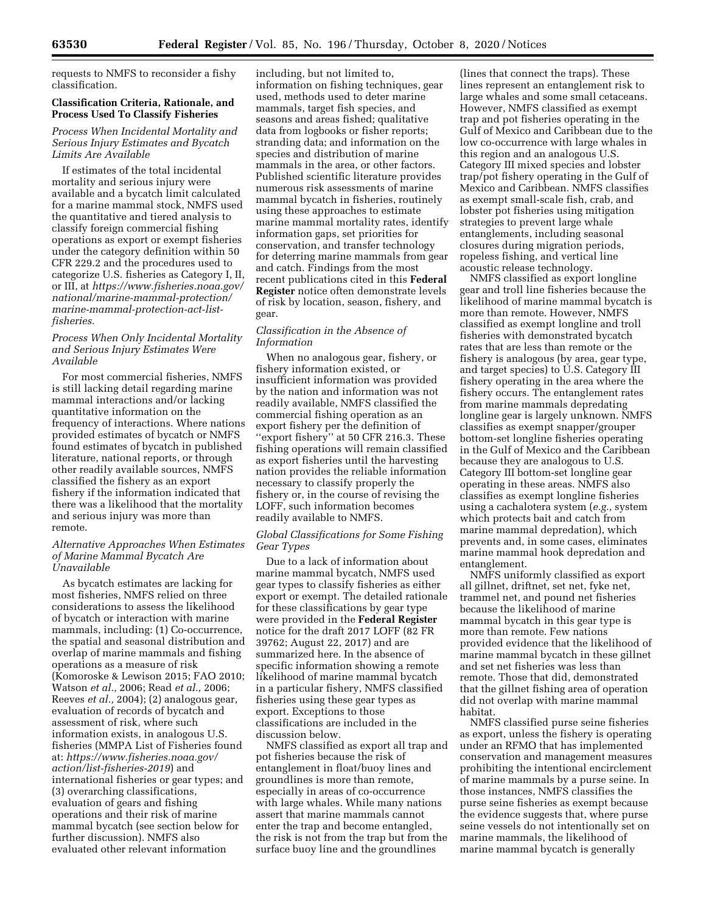requests to NMFS to reconsider a fishy classification.

**Classification Criteria, Rationale, and Process Used To Classify Fisheries**

*Process When Incidental Mortality and Serious Injury Estimates and Bycatch Limits Are Available*

If estimates of the total incidental mortality and serious injury were available and a bycatch limit calculated for a marine mammal stock, NMFS used the quantitative and tiered analysis to classify foreign commercial fishing operations as export or exempt fisheries under the category definition within 50 CFR 229.2 and the procedures used to categorize U.S. fisheries as Category I, II, or III, at *https://www.fisheries.noaa.gov/national/marine-mammal-protection/marine-mammal-protection-act-list-fisheries*.

*Process When Only Incidental Mortality and Serious Injury Estimates Were Available*

For most commercial fisheries, NMFS is still lacking detail regarding marine mammal interactions and/or lacking quantitative information on the frequency of interactions. Where nations provided estimates of bycatch or NMFS found estimates of bycatch in published literature, national reports, or through other readily available sources, NMFS classified the fishery as an export fishery if the information indicated that there was a likelihood that the mortality and serious injury was more than remote.

*Alternative Approaches When Estimates of Marine Mammal Bycatch Are Unavailable*

As bycatch estimates are lacking for most fisheries, NMFS relied on three considerations to assess the likelihood of bycatch or interaction with marine mammals, including: (1) Co-occurrence, the spatial and seasonal distribution and overlap of marine mammals and fishing operations as a measure of risk (Komoroske & Lewison 2015; FAO 2010; Watson *et al.,* 2006; Read *et al.,* 2006; Reeves *et al.,* 2004); (2) analogous gear, evaluation of records of bycatch and assessment of risk, where such information exists, in analogous U.S. fisheries (MMPA List of Fisheries found at: *https://www.fisheries.noaa.gov/action/list-fisheries-2019*) and international fisheries or gear types; and (3) overarching classifications, evaluation of gears and fishing operations and their risk of marine mammal bycatch (see section below for further discussion). NMFS also evaluated other relevant information including, but not limited to, information on fishing techniques, gear used, methods used to deter marine mammals, target fish species, and seasons and areas fished; qualitative data from logbooks or fisher reports; stranding data; and information on the species and distribution of marine mammals in the area, or other factors. Published scientific literature provides numerous risk assessments of marine mammal bycatch in fisheries, routinely using these approaches to estimate marine mammal mortality rates, identify information gaps, set priorities for conservation, and transfer technology for deterring marine mammals from gear and catch. Findings from the most recent publications cited in this **Federal Register** notice often demonstrate levels of risk by location, season, fishery, and gear.

*Classification in the Absence of Information*

When no analogous gear, fishery, or fishery information existed, or insufficient information was provided by the nation and information was not readily available, NMFS classified the commercial fishing operation as an export fishery per the definition of ''export fishery'' at 50 CFR 216.3. These fishing operations will remain classified as export fisheries until the harvesting nation provides the reliable information necessary to classify properly the fishery or, in the course of revising the LOFF, such information becomes readily available to NMFS.

*Global Classifications for Some Fishing Gear Types*

Due to a lack of information about marine mammal bycatch, NMFS used gear types to classify fisheries as either export or exempt. The detailed rationale for these classifications by gear type were provided in the **Federal Register** notice for the draft 2017 LOFF (82 FR 39762; August 22, 2017) and are summarized here. In the absence of specific information showing a remote likelihood of marine mammal bycatch in a particular fishery, NMFS classified fisheries using these gear types as export. Exceptions to those classifications are included in the discussion below.

NMFS classified as export all trap and pot fisheries because the risk of entanglement in float/buoy lines and groundlines is more than remote, especially in areas of co-occurrence with large whales. While many nations assert that marine mammals cannot enter the trap and become entangled, the risk is not from the trap but from the surface buoy line and the groundlines (lines that connect the traps). These lines represent an entanglement risk to large whales and some small cetaceans. However, NMFS classified as exempt trap and pot fisheries operating in the Gulf of Mexico and Caribbean due to the low co-occurrence with large whales in this region and an analogous U.S. Category III mixed species and lobster trap/pot fishery operating in the Gulf of Mexico and Caribbean. NMFS classifies as exempt small-scale fish, crab, and lobster pot fisheries using mitigation strategies to prevent large whale entanglements, including seasonal closures during migration periods, ropeless fishing, and vertical line acoustic release technology.

NMFS classified as export longline gear and troll line fisheries because the likelihood of marine mammal bycatch is more than remote. However, NMFS classified as exempt longline and troll fisheries with demonstrated bycatch rates that are less than remote or the fishery is analogous (by area, gear type, and target species) to U.S. Category III fishery operating in the area where the fishery occurs. The entanglement rates from marine mammals depredating longline gear is largely unknown. NMFS classifies as exempt snapper/grouper bottom-set longline fisheries operating in the Gulf of Mexico and the Caribbean because they are analogous to U.S. Category III bottom-set longline gear operating in these areas. NMFS also classifies as exempt longline fisheries using a cachalotera system (*e.g.,* system which protects bait and catch from marine mammal depredation), which prevents and, in some cases, eliminates marine mammal hook depredation and entanglement.

NMFS uniformly classified as export all gillnet, driftnet, set net, fyke net, trammel net, and pound net fisheries because the likelihood of marine mammal bycatch in this gear type is more than remote. Few nations provided evidence that the likelihood of marine mammal bycatch in these gillnet and set net fisheries was less than remote. Those that did, demonstrated that the gillnet fishing area of operation did not overlap with marine mammal habitat.

NMFS classified purse seine fisheries as export, unless the fishery is operating under an RFMO that has implemented conservation and management measures prohibiting the intentional encirclement of marine mammals by a purse seine. In those instances, NMFS classifies the purse seine fisheries as exempt because the evidence suggests that, where purse seine vessels do not intentionally set on marine mammals, the likelihood of marine mammal bycatch is generally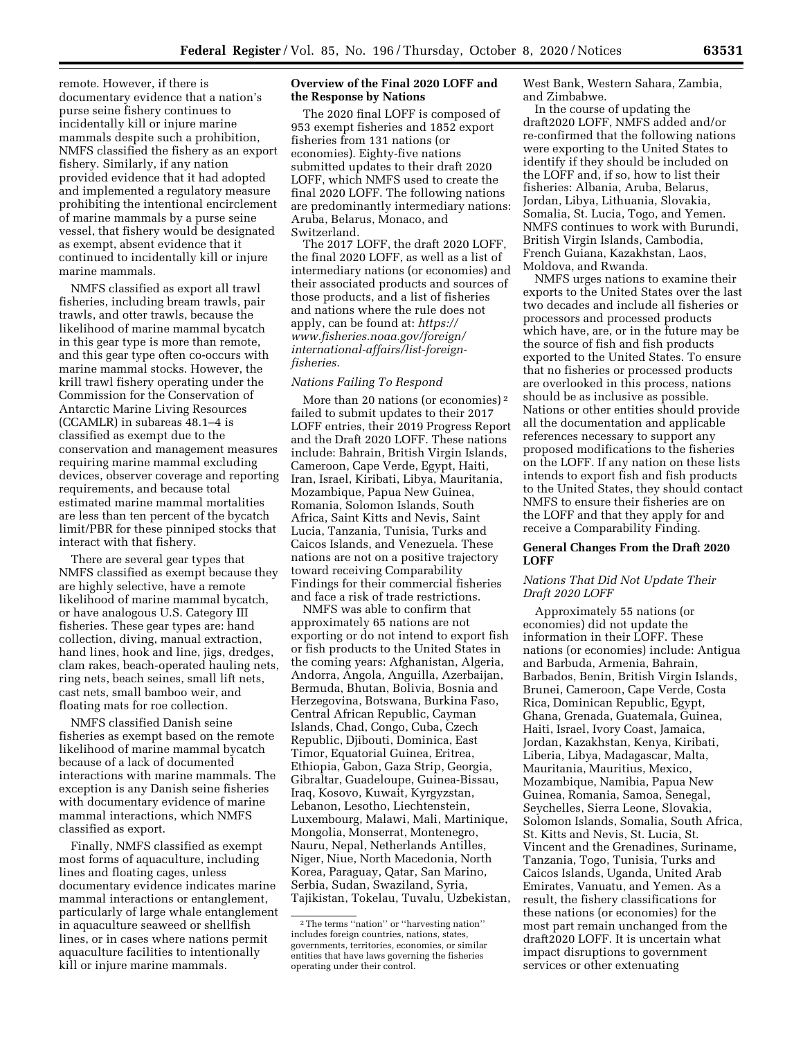remote. However, if there is documentary evidence that a nation's purse seine fishery continues to incidentally kill or injure marine mammals despite such a prohibition, NMFS classified the fishery as an export fishery. Similarly, if any nation provided evidence that it had adopted and implemented a regulatory measure prohibiting the intentional encirclement of marine mammals by a purse seine vessel, that fishery would be designated as exempt, absent evidence that it continued to incidentally kill or injure marine mammals.

NMFS classified as export all trawl fisheries, including bream trawls, pair trawls, and otter trawls, because the likelihood of marine mammal bycatch in this gear type is more than remote, and this gear type often co-occurs with marine mammal stocks. However, the krill trawl fishery operating under the Commission for the Conservation of Antarctic Marine Living Resources (CCAMLR) in subareas 48.1–4 is classified as exempt due to the conservation and management measures requiring marine mammal excluding devices, observer coverage and reporting requirements, and because total estimated marine mammal mortalities are less than ten percent of the bycatch limit/PBR for these pinniped stocks that interact with that fishery.

There are several gear types that NMFS classified as exempt because they are highly selective, have a remote likelihood of marine mammal bycatch, or have analogous U.S. Category III fisheries. These gear types are: hand collection, diving, manual extraction, hand lines, hook and line, jigs, dredges, clam rakes, beach-operated hauling nets, ring nets, beach seines, small lift nets, cast nets, small bamboo weir, and floating mats for roe collection.

NMFS classified Danish seine fisheries as exempt based on the remote likelihood of marine mammal bycatch because of a lack of documented interactions with marine mammals. The exception is any Danish seine fisheries with documentary evidence of marine mammal interactions, which NMFS classified as export.

Finally, NMFS classified as exempt most forms of aquaculture, including lines and floating cages, unless documentary evidence indicates marine mammal interactions or entanglement, particularly of large whale entanglement in aquaculture seaweed or shellfish lines, or in cases where nations permit aquaculture facilities to intentionally kill or injure marine mammals.

## Overview of the Final 2020 LOFF and the Response by Nations

The 2020 final LOFF is composed of 953 exempt fisheries and 1852 export fisheries from 131 nations (or economies). Eighty-five nations submitted updates to their draft 2020 LOFF, which NMFS used to create the final 2020 LOFF. The following nations are predominantly intermediary nations: Aruba, Belarus, Monaco, and Switzerland.

The 2017 LOFF, the draft 2020 LOFF, the final 2020 LOFF, as well as a list of intermediary nations (or economies) and their associated products and sources of those products, and a list of fisheries and nations where the rule does not apply, can be found at: *https://www.fisheries.noaa.gov/foreign/international-affairs/list-foreign-fisheries.*

### *Nations Failing To Respond*

More than 20 nations (or economies) [2] failed to submit updates to their 2017 LOFF entries, their 2019 Progress Report and the Draft 2020 LOFF. These nations include: Bahrain, British Virgin Islands, Cameroon, Cape Verde, Egypt, Haiti, Iran, Israel, Kiribati, Libya, Mauritania, Mozambique, Papua New Guinea, Romania, Solomon Islands, South Africa, Saint Kitts and Nevis, Saint Lucia, Tanzania, Tunisia, Turks and Caicos Islands, and Venezuela. These nations are not on a positive trajectory toward receiving Comparability Findings for their commercial fisheries and face a risk of trade restrictions.

NMFS was able to confirm that approximately 65 nations are not exporting or do not intend to export fish or fish products to the United States in the coming years: Afghanistan, Algeria, Andorra, Angola, Anguilla, Azerbaijan, Bermuda, Bhutan, Bolivia, Bosnia and Herzegovina, Botswana, Burkina Faso, Central African Republic, Cayman Islands, Chad, Congo, Cuba, Czech Republic, Djibouti, Dominica, East Timor, Equatorial Guinea, Eritrea, Ethiopia, Gabon, Gaza Strip, Georgia, Gibraltar, Guadeloupe, Guinea-Bissau, Iraq, Kosovo, Kuwait, Kyrgyzstan, Lebanon, Lesotho, Liechtenstein, Luxembourg, Malawi, Mali, Martinique, Mongolia, Monserrat, Montenegro, Nauru, Nepal, Netherlands Antilles, Niger, Niue, North Macedonia, North Korea, Paraguay, Qatar, San Marino, Serbia, Sudan, Swaziland, Syria, Tajikistan, Tokelau, Tuvalu, Uzbekistan, West Bank, Western Sahara, Zambia, and Zimbabwe.

In the course of updating the draft2020 LOFF, NMFS added and/or re-confirmed that the following nations were exporting to the United States to identify if they should be included on the LOFF and, if so, how to list their fisheries: Albania, Aruba, Belarus, Jordan, Libya, Lithuania, Slovakia, Somalia, St. Lucia, Togo, and Yemen. NMFS continues to work with Burundi, British Virgin Islands, Cambodia, French Guiana, Kazakhstan, Laos, Moldova, and Rwanda.

NMFS urges nations to examine their exports to the United States over the last two decades and include all fisheries or processors and processed products which have, are, or in the future may be the source of fish and fish products exported to the United States. To ensure that no fisheries or processed products are overlooked in this process, nations should be as inclusive as possible. Nations or other entities should provide all the documentation and applicable references necessary to support any proposed modifications to the fisheries on the LOFF. If any nation on these lists intends to export fish and fish products to the United States, they should contact NMFS to ensure their fisheries are on the LOFF and that they apply for and receive a Comparability Finding.

## General Changes From the Draft 2020 LOFF

### *Nations That Did Not Update Their Draft 2020 LOFF*

Approximately 55 nations (or economies) did not update the information in their LOFF. These nations (or economies) include: Antigua and Barbuda, Armenia, Bahrain, Barbados, Benin, British Virgin Islands, Brunei, Cameroon, Cape Verde, Costa Rica, Dominican Republic, Egypt, Ghana, Grenada, Guatemala, Guinea, Haiti, Israel, Ivory Coast, Jamaica, Jordan, Kazakhstan, Kenya, Kiribati, Liberia, Libya, Madagascar, Malta, Mauritania, Mauritius, Mexico, Mozambique, Namibia, Papua New Guinea, Romania, Samoa, Senegal, Seychelles, Sierra Leone, Slovakia, Solomon Islands, Somalia, South Africa, St. Kitts and Nevis, St. Lucia, St. Vincent and the Grenadines, Suriname, Tanzania, Togo, Tunisia, Turks and Caicos Islands, Uganda, United Arab Emirates, Vanuatu, and Yemen. As a result, the fishery classifications for these nations (or economies) for the most part remain unchanged from the draft2020 LOFF. It is uncertain what impact disruptions to government services or other extenuating

[2] The terms ''nation'' or ''harvesting nation'' includes foreign countries, nations, states, governments, territories, economies, or similar entities that have laws governing the fisheries operating under their control.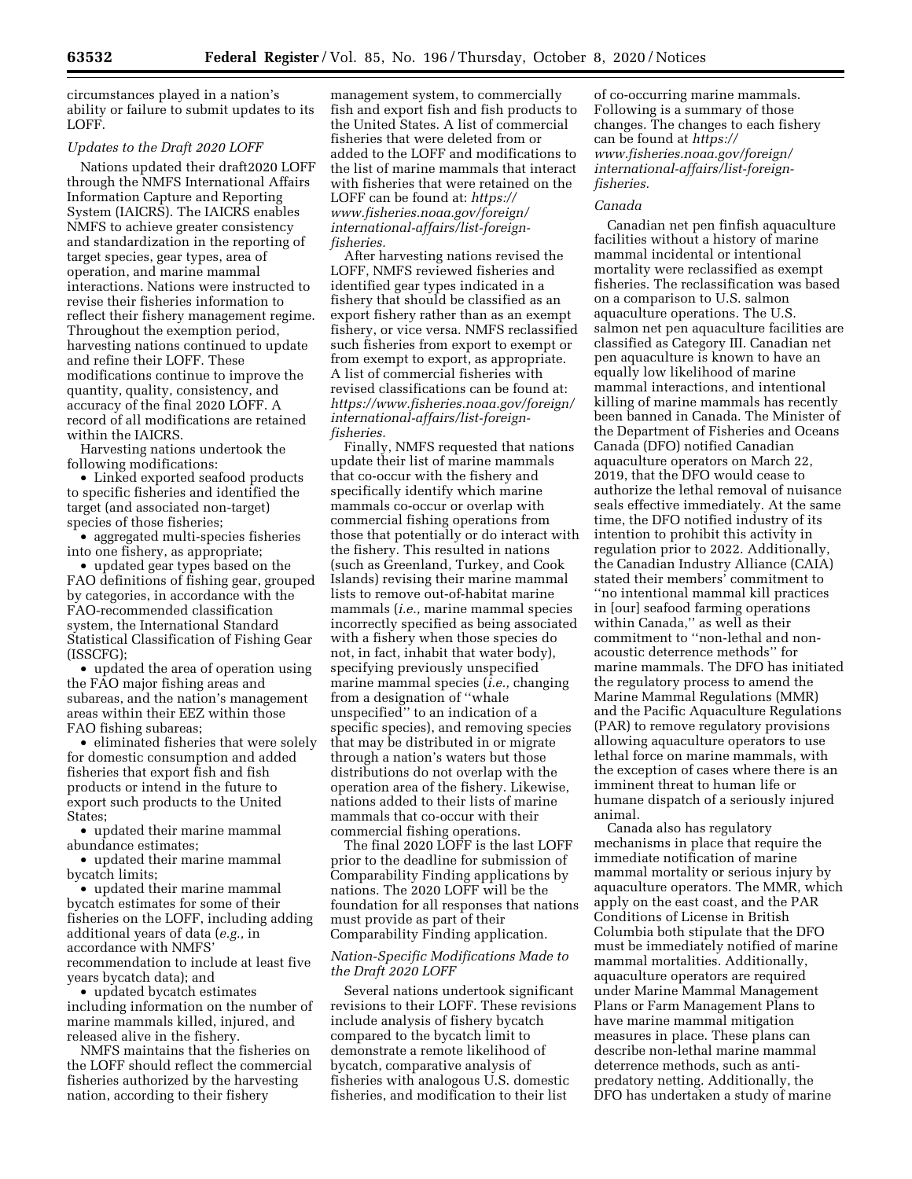circumstances played in a nation's ability or failure to submit updates to its LOFF.

*Updates to the Draft 2020 LOFF*

Nations updated their draft2020 LOFF through the NMFS International Affairs Information Capture and Reporting System (IAICRS). The IAICRS enables NMFS to achieve greater consistency and standardization in the reporting of target species, gear types, area of operation, and marine mammal interactions. Nations were instructed to revise their fisheries information to reflect their fishery management regime. Throughout the exemption period, harvesting nations continued to update and refine their LOFF. These modifications continue to improve the quantity, quality, consistency, and accuracy of the final 2020 LOFF. A record of all modifications are retained within the IAICRS.

Harvesting nations undertook the following modifications:

- Linked exported seafood products to specific fisheries and identified the target (and associated non-target) species of those fisheries;
- aggregated multi-species fisheries into one fishery, as appropriate;
- updated gear types based on the FAO definitions of fishing gear, grouped by categories, in accordance with the FAO-recommended classification system, the International Standard Statistical Classification of Fishing Gear (ISSCFG);
- updated the area of operation using the FAO major fishing areas and subareas, and the nation's management areas within their EEZ within those FAO fishing subareas;
- eliminated fisheries that were solely for domestic consumption and added fisheries that export fish and fish products or intend in the future to export such products to the United States;
- updated their marine mammal abundance estimates;
- updated their marine mammal bycatch limits;
- updated their marine mammal bycatch estimates for some of their fisheries on the LOFF, including adding additional years of data (*e.g.,* in accordance with NMFS' recommendation to include at least five years bycatch data); and
- updated bycatch estimates including information on the number of marine mammals killed, injured, and released alive in the fishery.

NMFS maintains that the fisheries on the LOFF should reflect the commercial fisheries authorized by the harvesting nation, according to their fishery management system, to commercially fish and export fish and fish products to the United States. A list of commercial fisheries that were deleted from or added to the LOFF and modifications to the list of marine mammals that interact with fisheries that were retained on the LOFF can be found at: *https://www.fisheries.noaa.gov/foreign/international-affairs/list-foreign-fisheries.*

After harvesting nations revised the LOFF, NMFS reviewed fisheries and identified gear types indicated in a fishery that should be classified as an export fishery rather than as an exempt fishery, or vice versa. NMFS reclassified such fisheries from export to exempt or from exempt to export, as appropriate. A list of commercial fisheries with revised classifications can be found at: *https://www.fisheries.noaa.gov/foreign/international-affairs/list-foreign-fisheries.*

Finally, NMFS requested that nations update their list of marine mammals that co-occur with the fishery and specifically identify which marine mammals co-occur or overlap with commercial fishing operations from those that potentially or do interact with the fishery. This resulted in nations (such as Greenland, Turkey, and Cook Islands) revising their marine mammal lists to remove out-of-habitat marine mammals (*i.e.,* marine mammal species incorrectly specified as being associated with a fishery when those species do not, in fact, inhabit that water body), specifying previously unspecified marine mammal species (*i.e.,* changing from a designation of ''whale unspecified'' to an indication of a specific species), and removing species that may be distributed in or migrate through a nation's waters but those distributions do not overlap with the operation area of the fishery. Likewise, nations added to their lists of marine mammals that co-occur with their commercial fishing operations.

The final 2020 LOFF is the last LOFF prior to the deadline for submission of Comparability Finding applications by nations. The 2020 LOFF will be the foundation for all responses that nations must provide as part of their Comparability Finding application.

*Nation-Specific Modifications Made to the Draft 2020 LOFF*

Several nations undertook significant revisions to their LOFF. These revisions include analysis of fishery bycatch compared to the bycatch limit to demonstrate a remote likelihood of bycatch, comparative analysis of fisheries with analogous U.S. domestic fisheries, and modification to their list of co-occurring marine mammals. Following is a summary of those changes. The changes to each fishery can be found at *https://www.fisheries.noaa.gov/foreign/international-affairs/list-foreign-fisheries.*

*Canada*

Canadian net pen finfish aquaculture facilities without a history of marine mammal incidental or intentional mortality were reclassified as exempt fisheries. The reclassification was based on a comparison to U.S. salmon aquaculture operations. The U.S. salmon net pen aquaculture facilities are classified as Category III. Canadian net pen aquaculture is known to have an equally low likelihood of marine mammal interactions, and intentional killing of marine mammals has recently been banned in Canada. The Minister of the Department of Fisheries and Oceans Canada (DFO) notified Canadian aquaculture operators on March 22, 2019, that the DFO would cease to authorize the lethal removal of nuisance seals effective immediately. At the same time, the DFO notified industry of its intention to prohibit this activity in regulation prior to 2022. Additionally, the Canadian Industry Alliance (CAIA) stated their members' commitment to ''no intentional mammal kill practices in [our] seafood farming operations within Canada,'' as well as their commitment to ''non-lethal and non-acoustic deterrence methods'' for marine mammals. The DFO has initiated the regulatory process to amend the Marine Mammal Regulations (MMR) and the Pacific Aquaculture Regulations (PAR) to remove regulatory provisions allowing aquaculture operators to use lethal force on marine mammals, with the exception of cases where there is an imminent threat to human life or humane dispatch of a seriously injured animal.

Canada also has regulatory mechanisms in place that require the immediate notification of marine mammal mortality or serious injury by aquaculture operators. The MMR, which apply on the east coast, and the PAR Conditions of License in British Columbia both stipulate that the DFO must be immediately notified of marine mammal mortalities. Additionally, aquaculture operators are required under Marine Mammal Management Plans or Farm Management Plans to have marine mammal mitigation measures in place. These plans can describe non-lethal marine mammal deterrence methods, such as anti-predatory netting. Additionally, the DFO has undertaken a study of marine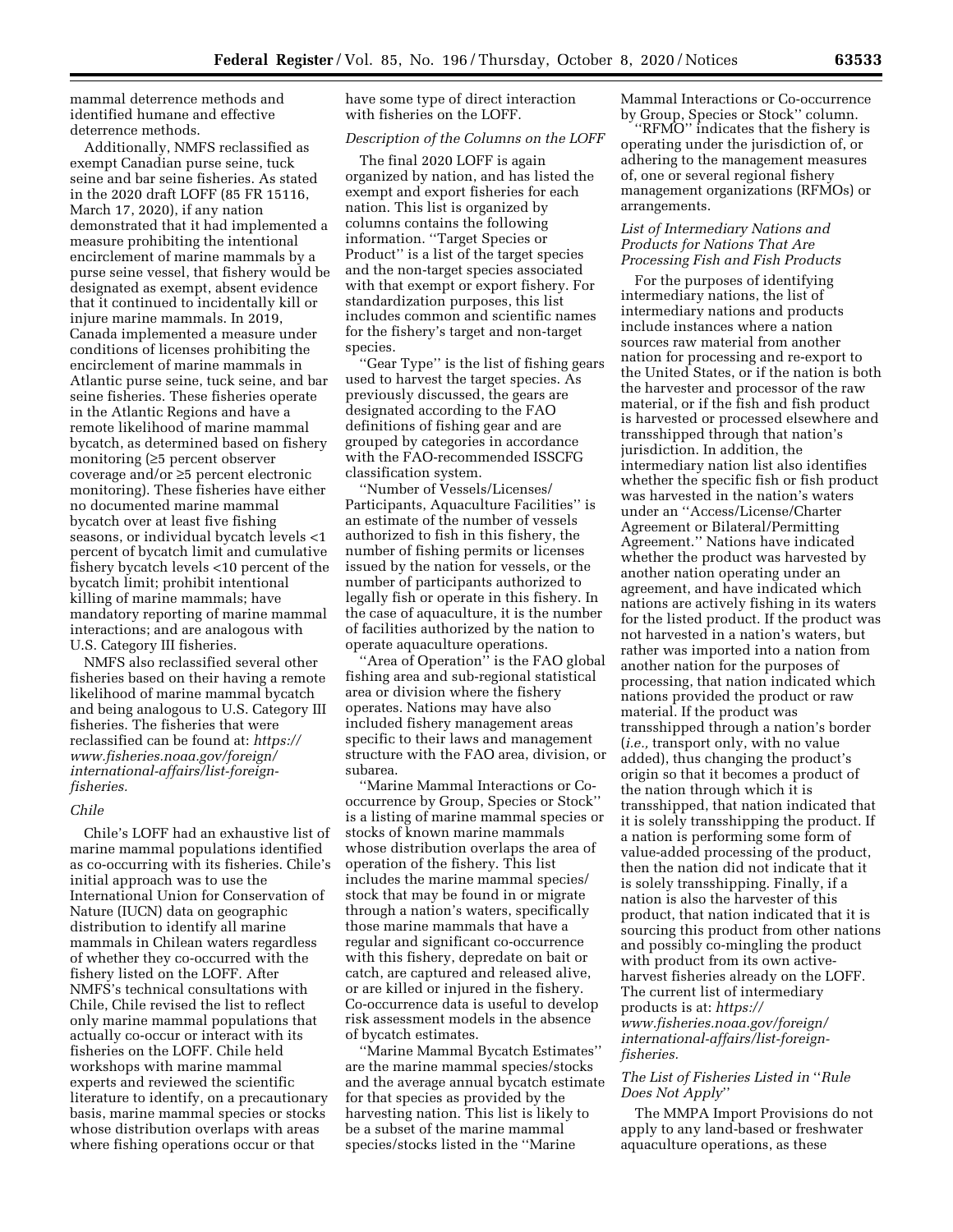mammal deterrence methods and identified humane and effective deterrence methods.

Additionally, NMFS reclassified as exempt Canadian purse seine, tuck seine and bar seine fisheries. As stated in the 2020 draft LOFF (85 FR 15116, March 17, 2020), if any nation demonstrated that it had implemented a measure prohibiting the intentional encirclement of marine mammals by a purse seine vessel, that fishery would be designated as exempt, absent evidence that it continued to incidentally kill or injure marine mammals. In 2019, Canada implemented a measure under conditions of licenses prohibiting the encirclement of marine mammals in Atlantic purse seine, tuck seine, and bar seine fisheries. These fisheries operate in the Atlantic Regions and have a remote likelihood of marine mammal bycatch, as determined based on fishery monitoring (≥5 percent observer coverage and/or ≥5 percent electronic monitoring). These fisheries have either no documented marine mammal bycatch over at least five fishing seasons, or individual bycatch levels <1 percent of bycatch limit and cumulative fishery bycatch levels <10 percent of the bycatch limit; prohibit intentional killing of marine mammals; have mandatory reporting of marine mammal interactions; and are analogous with U.S. Category III fisheries.

NMFS also reclassified several other fisheries based on their having a remote likelihood of marine mammal bycatch and being analogous to U.S. Category III fisheries. The fisheries that were reclassified can be found at: *https://www.fisheries.noaa.gov/foreign/international-affairs/list-foreign-fisheries.*

*Chile*

Chile's LOFF had an exhaustive list of marine mammal populations identified as co-occurring with its fisheries. Chile's initial approach was to use the International Union for Conservation of Nature (IUCN) data on geographic distribution to identify all marine mammals in Chilean waters regardless of whether they co-occurred with the fishery listed on the LOFF. After NMFS's technical consultations with Chile, Chile revised the list to reflect only marine mammal populations that actually co-occur or interact with its fisheries on the LOFF. Chile held workshops with marine mammal experts and reviewed the scientific literature to identify, on a precautionary basis, marine mammal species or stocks whose distribution overlaps with areas where fishing operations occur or that have some type of direct interaction with fisheries on the LOFF.

*Description of the Columns on the LOFF*

The final 2020 LOFF is again organized by nation, and has listed the exempt and export fisheries for each nation. This list is organized by columns contains the following information. ''Target Species or Product'' is a list of the target species and the non-target species associated with that exempt or export fishery. For standardization purposes, this list includes common and scientific names for the fishery's target and non-target species.

''Gear Type'' is the list of fishing gears used to harvest the target species. As previously discussed, the gears are designated according to the FAO definitions of fishing gear and are grouped by categories in accordance with the FAO-recommended ISSCFG classification system.

''Number of Vessels/Licenses/Participants, Aquaculture Facilities'' is an estimate of the number of vessels authorized to fish in this fishery, the number of fishing permits or licenses issued by the nation for vessels, or the number of participants authorized to legally fish or operate in this fishery. In the case of aquaculture, it is the number of facilities authorized by the nation to operate aquaculture operations.

''Area of Operation'' is the FAO global fishing area and sub-regional statistical area or division where the fishery operates. Nations may have also included fishery management areas specific to their laws and management structure with the FAO area, division, or subarea.

''Marine Mammal Interactions or Co-occurrence by Group, Species or Stock'' is a listing of marine mammal species or stocks of known marine mammals whose distribution overlaps the area of operation of the fishery. This list includes the marine mammal species/stock that may be found in or migrate through a nation's waters, specifically those marine mammals that have a regular and significant co-occurrence with this fishery, depredate on bait or catch, are captured and released alive, or are killed or injured in the fishery. Co-occurrence data is useful to develop risk assessment models in the absence of bycatch estimates.

''Marine Mammal Bycatch Estimates'' are the marine mammal species/stocks and the average annual bycatch estimate for that species as provided by the harvesting nation. This list is likely to be a subset of the marine mammal species/stocks listed in the ''Marine Mammal Interactions or Co-occurrence by Group, Species or Stock'' column.

''RFMO'' indicates that the fishery is operating under the jurisdiction of, or adhering to the management measures of, one or several regional fishery management organizations (RFMOs) or arrangements.

*List of Intermediary Nations and Products for Nations That Are Processing Fish and Fish Products*

For the purposes of identifying intermediary nations, the list of intermediary nations and products include instances where a nation sources raw material from another nation for processing and re-export to the United States, or if the nation is both the harvester and processor of the raw material, or if the fish and fish product is harvested or processed elsewhere and transshipped through that nation's jurisdiction. In addition, the intermediary nation list also identifies whether the specific fish or fish product was harvested in the nation's waters under an ''Access/License/Charter Agreement or Bilateral/Permitting Agreement.'' Nations have indicated whether the product was harvested by another nation operating under an agreement, and have indicated which nations are actively fishing in its waters for the listed product. If the product was not harvested in a nation's waters, but rather was imported into a nation from another nation for the purposes of processing, that nation indicated which nations provided the product or raw material. If the product was transshipped through a nation's border (*i.e.,* transport only, with no value added), thus changing the product's origin so that it becomes a product of the nation through which it is transshipped, that nation indicated that it is solely transshipping the product. If a nation is performing some form of value-added processing of the product, then the nation did not indicate that it is solely transshipping. Finally, if a nation is also the harvester of this product, that nation indicated that it is sourcing this product from other nations and possibly co-mingling the product with product from its own active-harvest fisheries already on the LOFF. The current list of intermediary products is at: *https://www.fisheries.noaa.gov/foreign/international-affairs/list-foreign-fisheries.*

*The List of Fisheries Listed in ''Rule Does Not Apply''*

The MMPA Import Provisions do not apply to any land-based or freshwater aquaculture operations, as these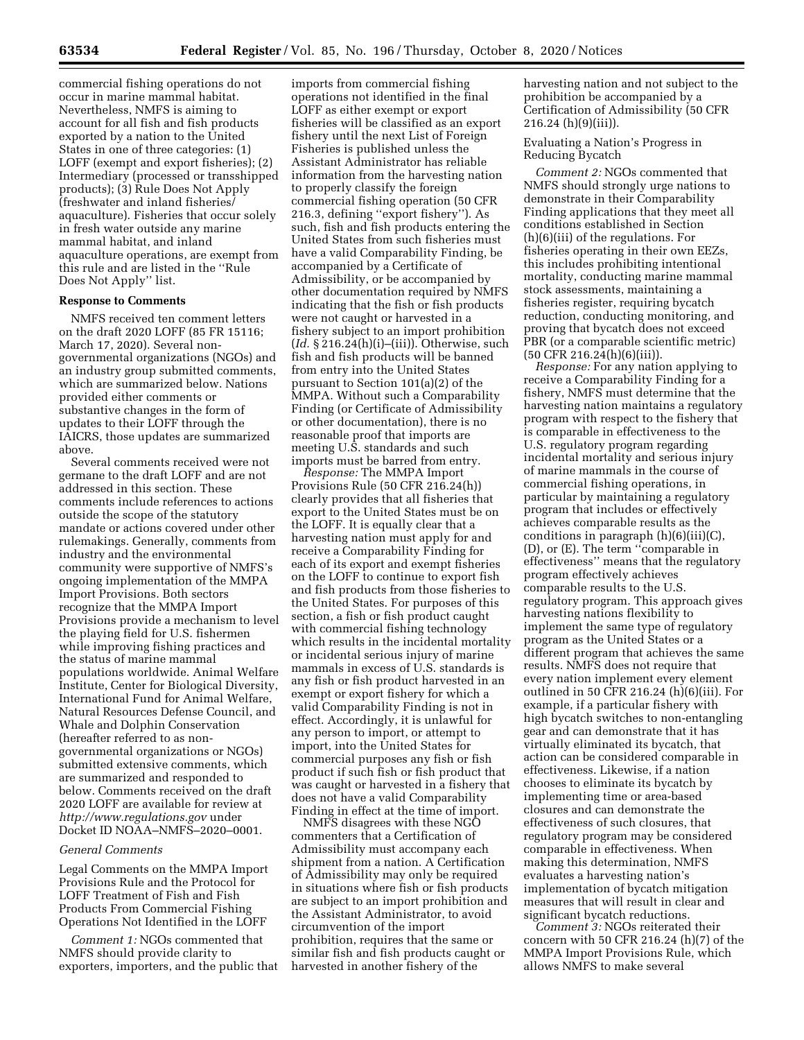commercial fishing operations do not occur in marine mammal habitat. Nevertheless, NMFS is aiming to account for all fish and fish products exported by a nation to the United States in one of three categories: (1) LOFF (exempt and export fisheries); (2) Intermediary (processed or transshipped products); (3) Rule Does Not Apply (freshwater and inland fisheries/aquaculture). Fisheries that occur solely in fresh water outside any marine mammal habitat, and inland aquaculture operations, are exempt from this rule and are listed in the ''Rule Does Not Apply'' list.

## Response to Comments

NMFS received ten comment letters on the draft 2020 LOFF (85 FR 15116; March 17, 2020). Several non-governmental organizations (NGOs) and an industry group submitted comments, which are summarized below. Nations provided either comments or substantive changes in the form of updates to their LOFF through the IAICRS, those updates are summarized above.

Several comments received were not germane to the draft LOFF and are not addressed in this section. These comments include references to actions outside the scope of the statutory mandate or actions covered under other rulemakings. Generally, comments from industry and the environmental community were supportive of NMFS's ongoing implementation of the MMPA Import Provisions. Both sectors recognize that the MMPA Import Provisions provide a mechanism to level the playing field for U.S. fishermen while improving fishing practices and the status of marine mammal populations worldwide. Animal Welfare Institute, Center for Biological Diversity, International Fund for Animal Welfare, Natural Resources Defense Council, and Whale and Dolphin Conservation (hereafter referred to as non-governmental organizations or NGOs) submitted extensive comments, which are summarized and responded to below. Comments received on the draft 2020 LOFF are available for review at *http://www.regulations.gov* under Docket ID NOAA–NMFS–2020–0001.

### *General Comments*

Legal Comments on the MMPA Import Provisions Rule and the Protocol for LOFF Treatment of Fish and Fish Products From Commercial Fishing Operations Not Identified in the LOFF

*Comment 1:* NGOs commented that NMFS should provide clarity to exporters, importers, and the public that imports from commercial fishing operations not identified in the final LOFF as either exempt or export fisheries will be classified as an export fishery until the next List of Foreign Fisheries is published unless the Assistant Administrator has reliable information from the harvesting nation to properly classify the foreign commercial fishing operation (50 CFR 216.3, defining ''export fishery''). As such, fish and fish products entering the United States from such fisheries must have a valid Comparability Finding, be accompanied by a Certificate of Admissibility, or be accompanied by other documentation required by NMFS indicating that the fish or fish products were not caught or harvested in a fishery subject to an import prohibition (*Id.* § 216.24(h)(i)–(iii)). Otherwise, such fish and fish products will be banned from entry into the United States pursuant to Section 101(a)(2) of the MMPA. Without such a Comparability Finding (or Certificate of Admissibility or other documentation), there is no reasonable proof that imports are meeting U.S. standards and such imports must be barred from entry.

*Response:* The MMPA Import Provisions Rule (50 CFR 216.24(h)) clearly provides that all fisheries that export to the United States must be on the LOFF. It is equally clear that a harvesting nation must apply for and receive a Comparability Finding for each of its export and exempt fisheries on the LOFF to continue to export fish and fish products from those fisheries to the United States. For purposes of this section, a fish or fish product caught with commercial fishing technology which results in the incidental mortality or incidental serious injury of marine mammals in excess of U.S. standards is any fish or fish product harvested in an exempt or export fishery for which a valid Comparability Finding is not in effect. Accordingly, it is unlawful for any person to import, or attempt to import, into the United States for commercial purposes any fish or fish product if such fish or fish product that was caught or harvested in a fishery that does not have a valid Comparability Finding in effect at the time of import.

NMFS disagrees with these NGO commenters that a Certification of Admissibility must accompany each shipment from a nation. A Certification of Admissibility may only be required in situations where fish or fish products are subject to an import prohibition and the Assistant Administrator, to avoid circumvention of the import prohibition, requires that the same or similar fish and fish products caught or harvested in another fishery of the harvesting nation and not subject to the prohibition be accompanied by a Certification of Admissibility (50 CFR 216.24 (h)(9)(iii)).

Evaluating a Nation's Progress in Reducing Bycatch

*Comment 2:* NGOs commented that NMFS should strongly urge nations to demonstrate in their Comparability Finding applications that they meet all conditions established in Section (h)(6)(iii) of the regulations. For fisheries operating in their own EEZs, this includes prohibiting intentional mortality, conducting marine mammal stock assessments, maintaining a fisheries register, requiring bycatch reduction, conducting monitoring, and proving that bycatch does not exceed PBR (or a comparable scientific metric) (50 CFR 216.24(h)(6)(iii)).

*Response:* For any nation applying to receive a Comparability Finding for a fishery, NMFS must determine that the harvesting nation maintains a regulatory program with respect to the fishery that is comparable in effectiveness to the U.S. regulatory program regarding incidental mortality and serious injury of marine mammals in the course of commercial fishing operations, in particular by maintaining a regulatory program that includes or effectively achieves comparable results as the conditions in paragraph (h)(6)(iii)(C), (D), or (E). The term ''comparable in effectiveness'' means that the regulatory program effectively achieves comparable results to the U.S. regulatory program. This approach gives harvesting nations flexibility to implement the same type of regulatory program as the United States or a different program that achieves the same results. NMFS does not require that every nation implement every element outlined in 50 CFR 216.24 (h)(6)(iii). For example, if a particular fishery with high bycatch switches to non-entangling gear and can demonstrate that it has virtually eliminated its bycatch, that action can be considered comparable in effectiveness. Likewise, if a nation chooses to eliminate its bycatch by implementing time or area-based closures and can demonstrate the effectiveness of such closures, that regulatory program may be considered comparable in effectiveness. When making this determination, NMFS evaluates a harvesting nation's implementation of bycatch mitigation measures that will result in clear and significant bycatch reductions.

*Comment 3:* NGOs reiterated their concern with 50 CFR 216.24 (h)(7) of the MMPA Import Provisions Rule, which allows NMFS to make several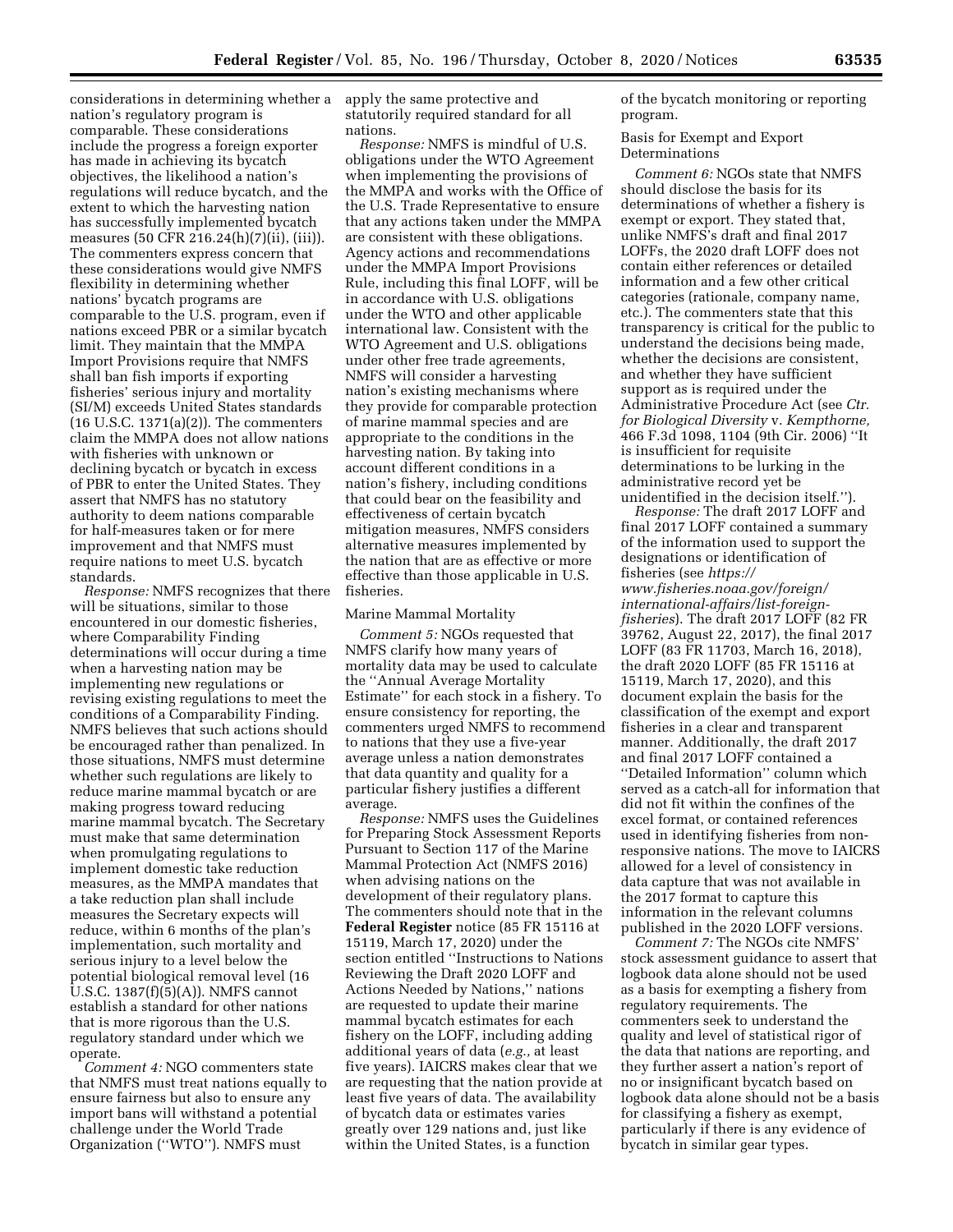considerations in determining whether a nation's regulatory program is comparable. These considerations include the progress a foreign exporter has made in achieving its bycatch objectives, the likelihood a nation's regulations will reduce bycatch, and the extent to which the harvesting nation has successfully implemented bycatch measures (50 CFR 216.24(h)(7)(ii), (iii)). The commenters express concern that these considerations would give NMFS flexibility in determining whether nations' bycatch programs are comparable to the U.S. program, even if nations exceed PBR or a similar bycatch limit. They maintain that the MMPA Import Provisions require that NMFS shall ban fish imports if exporting fisheries' serious injury and mortality (SI/M) exceeds United States standards (16 U.S.C. 1371(a)(2)). The commenters claim the MMPA does not allow nations with fisheries with unknown or declining bycatch or bycatch in excess of PBR to enter the United States. They assert that NMFS has no statutory authority to deem nations comparable for half-measures taken or for mere improvement and that NMFS must require nations to meet U.S. bycatch standards.

*Response:* NMFS recognizes that there will be situations, similar to those encountered in our domestic fisheries, where Comparability Finding determinations will occur during a time when a harvesting nation may be implementing new regulations or revising existing regulations to meet the conditions of a Comparability Finding. NMFS believes that such actions should be encouraged rather than penalized. In those situations, NMFS must determine whether such regulations are likely to reduce marine mammal bycatch or are making progress toward reducing marine mammal bycatch. The Secretary must make that same determination when promulgating regulations to implement domestic take reduction measures, as the MMPA mandates that a take reduction plan shall include measures the Secretary expects will reduce, within 6 months of the plan's implementation, such mortality and serious injury to a level below the potential biological removal level (16 U.S.C. 1387(f)(5)(A)). NMFS cannot establish a standard for other nations that is more rigorous than the U.S. regulatory standard under which we operate.

*Comment 4:* NGO commenters state that NMFS must treat nations equally to ensure fairness but also to ensure any import bans will withstand a potential challenge under the World Trade Organization (''WTO''). NMFS must apply the same protective and statutorily required standard for all nations.

*Response:* NMFS is mindful of U.S. obligations under the WTO Agreement when implementing the provisions of the MMPA and works with the Office of the U.S. Trade Representative to ensure that any actions taken under the MMPA are consistent with these obligations. Agency actions and recommendations under the MMPA Import Provisions Rule, including this final LOFF, will be in accordance with U.S. obligations under the WTO and other applicable international law. Consistent with the WTO Agreement and U.S. obligations under other free trade agreements, NMFS will consider a harvesting nation's existing mechanisms where they provide for comparable protection of marine mammal species and are appropriate to the conditions in the harvesting nation. By taking into account different conditions in a nation's fishery, including conditions that could bear on the feasibility and effectiveness of certain bycatch mitigation measures, NMFS considers alternative measures implemented by the nation that are as effective or more effective than those applicable in U.S. fisheries.

Marine Mammal Mortality

*Comment 5:* NGOs requested that NMFS clarify how many years of mortality data may be used to calculate the ''Annual Average Mortality Estimate'' for each stock in a fishery. To ensure consistency for reporting, the commenters urged NMFS to recommend to nations that they use a five-year average unless a nation demonstrates that data quantity and quality for a particular fishery justifies a different average.

*Response:* NMFS uses the Guidelines for Preparing Stock Assessment Reports Pursuant to Section 117 of the Marine Mammal Protection Act (NMFS 2016) when advising nations on the development of their regulatory plans. The commenters should note that in the **Federal Register** notice (85 FR 15116 at 15119, March 17, 2020) under the section entitled ''Instructions to Nations Reviewing the Draft 2020 LOFF and Actions Needed by Nations,'' nations are requested to update their marine mammal bycatch estimates for each fishery on the LOFF, including adding additional years of data (*e.g.,* at least five years). IAICRS makes clear that we are requesting that the nation provide at least five years of data. The availability of bycatch data or estimates varies greatly over 129 nations and, just like within the United States, is a function of the bycatch monitoring or reporting program.

Basis for Exempt and Export Determinations

*Comment 6:* NGOs state that NMFS should disclose the basis for its determinations of whether a fishery is exempt or export. They stated that, unlike NMFS's draft and final 2017 LOFFs, the 2020 draft LOFF does not contain either references or detailed information and a few other critical categories (rationale, company name, etc.). The commenters state that this transparency is critical for the public to understand the decisions being made, whether the decisions are consistent, and whether they have sufficient support as is required under the Administrative Procedure Act (see *Ctr. for Biological Diversity* v. *Kempthorne,* 466 F.3d 1098, 1104 (9th Cir. 2006) ''It is insufficient for requisite determinations to be lurking in the administrative record yet be unidentified in the decision itself.'').

*Response:* The draft 2017 LOFF and final 2017 LOFF contained a summary of the information used to support the designations or identification of fisheries (see *https://www.fisheries.noaa.gov/foreign/international-affairs/list-foreign-fisheries*). The draft 2017 LOFF (82 FR 39762, August 22, 2017), the final 2017 LOFF (83 FR 11703, March 16, 2018), the draft 2020 LOFF (85 FR 15116 at 15119, March 17, 2020), and this document explain the basis for the classification of the exempt and export fisheries in a clear and transparent manner. Additionally, the draft 2017 and final 2017 LOFF contained a ''Detailed Information'' column which served as a catch-all for information that did not fit within the confines of the excel format, or contained references used in identifying fisheries from non-responsive nations. The move to IAICRS allowed for a level of consistency in data capture that was not available in the 2017 format to capture this information in the relevant columns published in the 2020 LOFF versions.

*Comment 7:* The NGOs cite NMFS' stock assessment guidance to assert that logbook data alone should not be used as a basis for exempting a fishery from regulatory requirements. The commenters seek to understand the quality and level of statistical rigor of the data that nations are reporting, and they further assert a nation's report of no or insignificant bycatch based on logbook data alone should not be a basis for classifying a fishery as exempt, particularly if there is any evidence of bycatch in similar gear types.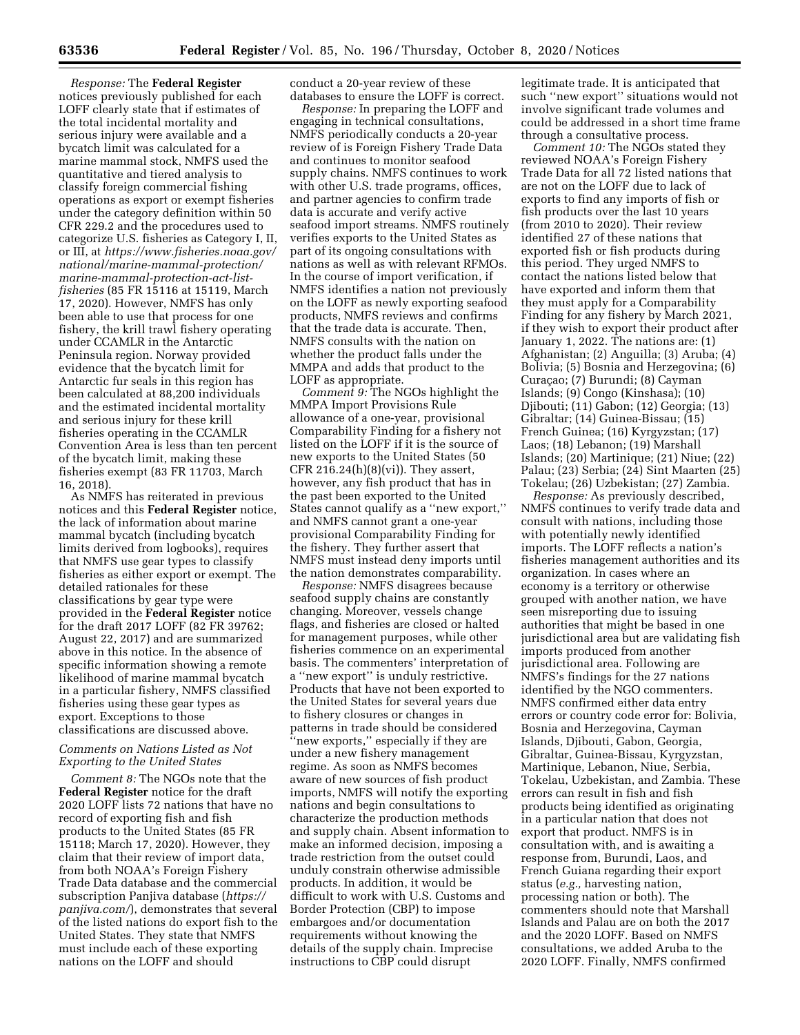*Response:* The **Federal Register** notices previously published for each LOFF clearly state that if estimates of the total incidental mortality and serious injury were available and a bycatch limit was calculated for a marine mammal stock, NMFS used the quantitative and tiered analysis to classify foreign commercial fishing operations as export or exempt fisheries under the category definition within 50 CFR 229.2 and the procedures used to categorize U.S. fisheries as Category I, II, or III, at *https://www.fisheries.noaa.gov/national/marine-mammal-protection/marine-mammal-protection-act-list-fisheries* (85 FR 15116 at 15119, March 17, 2020). However, NMFS has only been able to use that process for one fishery, the krill trawl fishery operating under CCAMLR in the Antarctic Peninsula region. Norway provided evidence that the bycatch limit for Antarctic fur seals in this region has been calculated at 88,200 individuals and the estimated incidental mortality and serious injury for these krill fisheries operating in the CCAMLR Convention Area is less than ten percent of the bycatch limit, making these fisheries exempt (83 FR 11703, March 16, 2018).

As NMFS has reiterated in previous notices and this **Federal Register** notice, the lack of information about marine mammal bycatch (including bycatch limits derived from logbooks), requires that NMFS use gear types to classify fisheries as either export or exempt. The detailed rationales for these classifications by gear type were provided in the **Federal Register** notice for the draft 2017 LOFF (82 FR 39762; August 22, 2017) and are summarized above in this notice. In the absence of specific information showing a remote likelihood of marine mammal bycatch in a particular fishery, NMFS classified fisheries using these gear types as export. Exceptions to those classifications are discussed above.

### *Comments on Nations Listed as Not Exporting to the United States*

*Comment 8:* The NGOs note that the **Federal Register** notice for the draft 2020 LOFF lists 72 nations that have no record of exporting fish and fish products to the United States (85 FR 15118; March 17, 2020). However, they claim that their review of import data, from both NOAA's Foreign Fishery Trade Data database and the commercial subscription Panjiva database (*https://panjiva.com/*), demonstrates that several of the listed nations do export fish to the United States. They state that NMFS must include each of these exporting nations on the LOFF and should conduct a 20-year review of these databases to ensure the LOFF is correct.

*Response:* In preparing the LOFF and engaging in technical consultations, NMFS periodically conducts a 20-year review of is Foreign Fishery Trade Data and continues to monitor seafood supply chains. NMFS continues to work with other U.S. trade programs, offices, and partner agencies to confirm trade data is accurate and verify active seafood import streams. NMFS routinely verifies exports to the United States as part of its ongoing consultations with nations as well as with relevant RFMOs. In the course of import verification, if NMFS identifies a nation not previously on the LOFF as newly exporting seafood products, NMFS reviews and confirms that the trade data is accurate. Then, NMFS consults with the nation on whether the product falls under the MMPA and adds that product to the LOFF as appropriate.

*Comment 9:* The NGOs highlight the MMPA Import Provisions Rule allowance of a one-year, provisional Comparability Finding for a fishery not listed on the LOFF if it is the source of new exports to the United States (50 CFR 216.24(h)(8)(vi)). They assert, however, any fish product that has in the past been exported to the United States cannot qualify as a ''new export,'' and NMFS cannot grant a one-year provisional Comparability Finding for the fishery. They further assert that NMFS must instead deny imports until the nation demonstrates comparability.

*Response:* NMFS disagrees because seafood supply chains are constantly changing. Moreover, vessels change flags, and fisheries are closed or halted for management purposes, while other fisheries commence on an experimental basis. The commenters' interpretation of a ''new export'' is unduly restrictive. Products that have not been exported to the United States for several years due to fishery closures or changes in patterns in trade should be considered ''new exports,'' especially if they are under a new fishery management regime. As soon as NMFS becomes aware of new sources of fish product imports, NMFS will notify the exporting nations and begin consultations to characterize the production methods and supply chain. Absent information to make an informed decision, imposing a trade restriction from the outset could unduly constrain otherwise admissible products. In addition, it would be difficult to work with U.S. Customs and Border Protection (CBP) to impose embargoes and/or documentation requirements without knowing the details of the supply chain. Imprecise instructions to CBP could disrupt legitimate trade. It is anticipated that such ''new export'' situations would not involve significant trade volumes and could be addressed in a short time frame through a consultative process.

*Comment 10:* The NGOs stated they reviewed NOAA's Foreign Fishery Trade Data for all 72 listed nations that are not on the LOFF due to lack of exports to find any imports of fish or fish products over the last 10 years (from 2010 to 2020). Their review identified 27 of these nations that exported fish or fish products during this period. They urged NMFS to contact the nations listed below that have exported and inform them that they must apply for a Comparability Finding for any fishery by March 2021, if they wish to export their product after January 1, 2022. The nations are: (1) Afghanistan; (2) Anguilla; (3) Aruba; (4) Bolivia; (5) Bosnia and Herzegovina; (6) Curaçao; (7) Burundi; (8) Cayman Islands; (9) Congo (Kinshasa); (10) Djibouti; (11) Gabon; (12) Georgia; (13) Gibraltar; (14) Guinea-Bissau; (15) French Guinea; (16) Kyrgyzstan; (17) Laos; (18) Lebanon; (19) Marshall Islands; (20) Martinique; (21) Niue; (22) Palau; (23) Serbia; (24) Sint Maarten (25) Tokelau; (26) Uzbekistan; (27) Zambia.

*Response:* As previously described, NMFS continues to verify trade data and consult with nations, including those with potentially newly identified imports. The LOFF reflects a nation's fisheries management authorities and its organization. In cases where an economy is a territory or otherwise grouped with another nation, we have seen misreporting due to issuing authorities that might be based in one jurisdictional area but are validating fish imports produced from another jurisdictional area. Following are NMFS's findings for the 27 nations identified by the NGO commenters. NMFS confirmed either data entry errors or country code error for: Bolivia, Bosnia and Herzegovina, Cayman Islands, Djibouti, Gabon, Georgia, Gibraltar, Guinea-Bissau, Kyrgyzstan, Martinique, Lebanon, Niue, Serbia, Tokelau, Uzbekistan, and Zambia. These errors can result in fish and fish products being identified as originating in a particular nation that does not export that product. NMFS is in consultation with, and is awaiting a response from, Burundi, Laos, and French Guiana regarding their export status (*e.g.,* harvesting nation, processing nation or both). The commenters should note that Marshall Islands and Palau are on both the 2017 and the 2020 LOFF. Based on NMFS consultations, we added Aruba to the 2020 LOFF. Finally, NMFS confirmed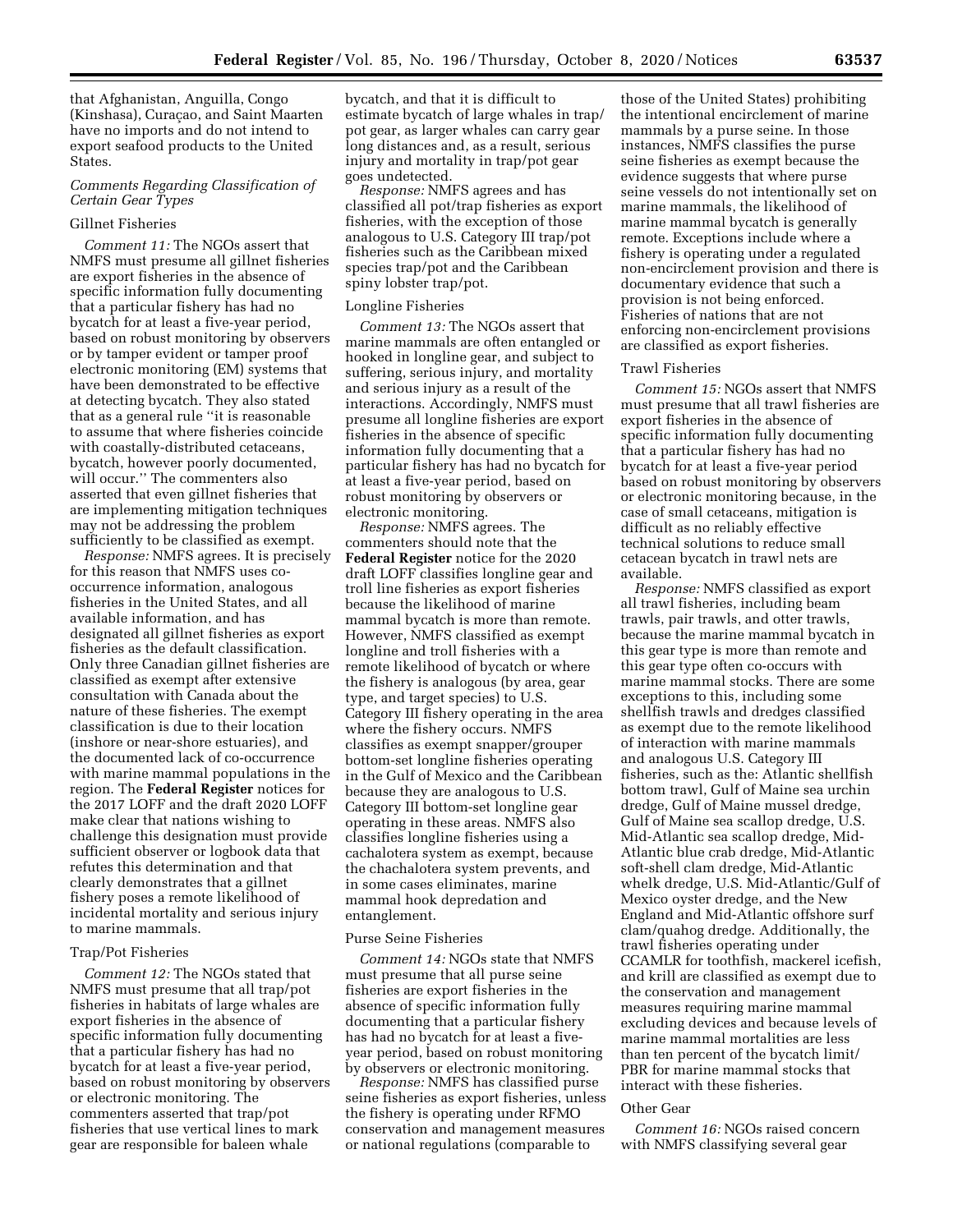that Afghanistan, Anguilla, Congo (Kinshasa), Curaçao, and Saint Maarten have no imports and do not intend to export seafood products to the United States.

### *Comments Regarding Classification of Certain Gear Types*

#### Gillnet Fisheries

*Comment 11:* The NGOs assert that NMFS must presume all gillnet fisheries are export fisheries in the absence of specific information fully documenting that a particular fishery has had no bycatch for at least a five-year period, based on robust monitoring by observers or by tamper evident or tamper proof electronic monitoring (EM) systems that have been demonstrated to be effective at detecting bycatch. They also stated that as a general rule "it is reasonable to assume that where fisheries coincide with coastally-distributed cetaceans, bycatch, however poorly documented, will occur." The commenters also asserted that even gillnet fisheries that are implementing mitigation techniques may not be addressing the problem sufficiently to be classified as exempt.

*Response:* NMFS agrees. It is precisely for this reason that NMFS uses co-occurrence information, analogous fisheries in the United States, and all available information, and has designated all gillnet fisheries as export fisheries as the default classification. Only three Canadian gillnet fisheries are classified as exempt after extensive consultation with Canada about the nature of these fisheries. The exempt classification is due to their location (inshore or near-shore estuaries), and the documented lack of co-occurrence with marine mammal populations in the region. The **Federal Register** notices for the 2017 LOFF and the draft 2020 LOFF make clear that nations wishing to challenge this designation must provide sufficient observer or logbook data that refutes this determination and that clearly demonstrates that a gillnet fishery poses a remote likelihood of incidental mortality and serious injury to marine mammals.

#### Trap/Pot Fisheries

*Comment 12:* The NGOs stated that NMFS must presume that all trap/pot fisheries in habitats of large whales are export fisheries in the absence of specific information fully documenting that a particular fishery has had no bycatch for at least a five-year period, based on robust monitoring by observers or electronic monitoring. The commenters asserted that trap/pot fisheries that use vertical lines to mark gear are responsible for baleen whale bycatch, and that it is difficult to estimate bycatch of large whales in trap/pot gear, as larger whales can carry gear long distances and, as a result, serious injury and mortality in trap/pot gear goes undetected.

*Response:* NMFS agrees and has classified all pot/trap fisheries as export fisheries, with the exception of those analogous to U.S. Category III trap/pot fisheries such as the Caribbean mixed species trap/pot and the Caribbean spiny lobster trap/pot.

#### Longline Fisheries

*Comment 13:* The NGOs assert that marine mammals are often entangled or hooked in longline gear, and subject to suffering, serious injury, and mortality and serious injury as a result of the interactions. Accordingly, NMFS must presume all longline fisheries are export fisheries in the absence of specific information fully documenting that a particular fishery has had no bycatch for at least a five-year period, based on robust monitoring by observers or electronic monitoring.

*Response:* NMFS agrees. The commenters should note that the **Federal Register** notice for the 2020 draft LOFF classifies longline gear and troll line fisheries as export fisheries because the likelihood of marine mammal bycatch is more than remote. However, NMFS classified as exempt longline and troll fisheries with a remote likelihood of bycatch or where the fishery is analogous (by area, gear type, and target species) to U.S. Category III fishery operating in the area where the fishery occurs. NMFS classifies as exempt snapper/grouper bottom-set longline fisheries operating in the Gulf of Mexico and the Caribbean because they are analogous to U.S. Category III bottom-set longline gear operating in these areas. NMFS also classifies longline fisheries using a cachalotera system as exempt, because the chachalotera system prevents, and in some cases eliminates, marine mammal hook depredation and entanglement.

#### Purse Seine Fisheries

*Comment 14:* NGOs state that NMFS must presume that all purse seine fisheries are export fisheries in the absence of specific information fully documenting that a particular fishery has had no bycatch for at least a five-year period, based on robust monitoring by observers or electronic monitoring.

*Response:* NMFS has classified purse seine fisheries as export fisheries, unless the fishery is operating under RFMO conservation and management measures or national regulations (comparable to those of the United States) prohibiting the intentional encirclement of marine mammals by a purse seine. In those instances, NMFS classifies the purse seine fisheries as exempt because the evidence suggests that where purse seine vessels do not intentionally set on marine mammals, the likelihood of marine mammal bycatch is generally remote. Exceptions include where a fishery is operating under a regulated non-encirclement provision and there is documentary evidence that such a provision is not being enforced. Fisheries of nations that are not enforcing non-encirclement provisions are classified as export fisheries.

#### Trawl Fisheries

*Comment 15:* NGOs assert that NMFS must presume that all trawl fisheries are export fisheries in the absence of specific information fully documenting that a particular fishery has had no bycatch for at least a five-year period based on robust monitoring by observers or electronic monitoring because, in the case of small cetaceans, mitigation is difficult as no reliably effective technical solutions to reduce small cetacean bycatch in trawl nets are available.

*Response:* NMFS classified as export all trawl fisheries, including beam trawls, pair trawls, and otter trawls, because the marine mammal bycatch in this gear type is more than remote and this gear type often co-occurs with marine mammal stocks. There are some exceptions to this, including some shellfish trawls and dredges classified as exempt due to the remote likelihood of interaction with marine mammals and analogous U.S. Category III fisheries, such as the: Atlantic shellfish bottom trawl, Gulf of Maine sea urchin dredge, Gulf of Maine mussel dredge, Gulf of Maine sea scallop dredge, U.S. Mid-Atlantic sea scallop dredge, Mid-Atlantic blue crab dredge, Mid-Atlantic soft-shell clam dredge, Mid-Atlantic whelk dredge, U.S. Mid-Atlantic/Gulf of Mexico oyster dredge, and the New England and Mid-Atlantic offshore surf clam/quahog dredge. Additionally, the trawl fisheries operating under CCAMLR for toothfish, mackerel icefish, and krill are classified as exempt due to the conservation and management measures requiring marine mammal excluding devices and because levels of marine mammal mortalities are less than ten percent of the bycatch limit/PBR for marine mammal stocks that interact with these fisheries.

#### Other Gear

*Comment 16:* NGOs raised concern with NMFS classifying several gear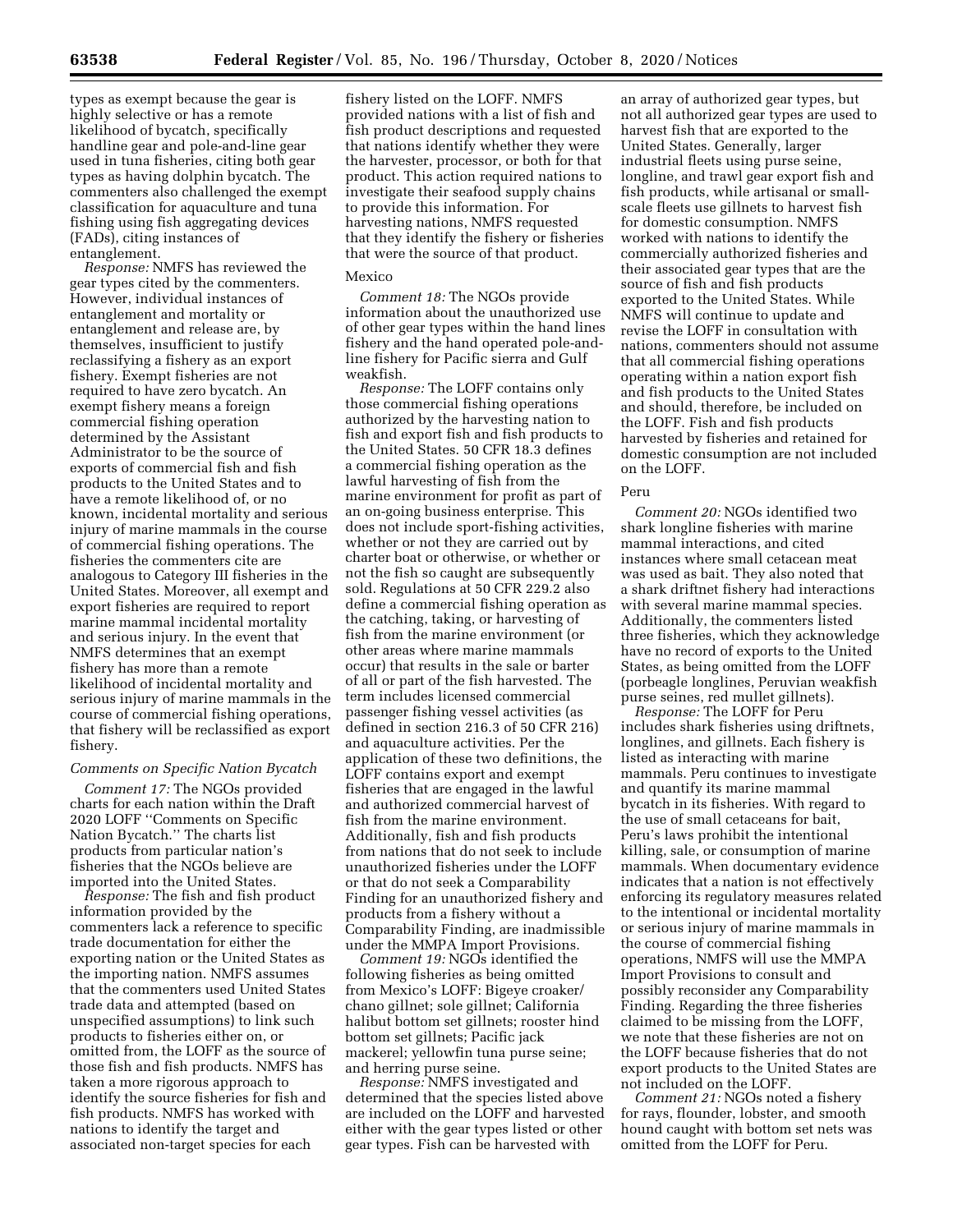types as exempt because the gear is highly selective or has a remote likelihood of bycatch, specifically handline gear and pole-and-line gear used in tuna fisheries, citing both gear types as having dolphin bycatch. The commenters also challenged the exempt classification for aquaculture and tuna fishing using fish aggregating devices (FADs), citing instances of entanglement.

*Response:* NMFS has reviewed the gear types cited by the commenters. However, individual instances of entanglement and mortality or entanglement and release are, by themselves, insufficient to justify reclassifying a fishery as an export fishery. Exempt fisheries are not required to have zero bycatch. An exempt fishery means a foreign commercial fishing operation determined by the Assistant Administrator to be the source of exports of commercial fish and fish products to the United States and to have a remote likelihood of, or no known, incidental mortality and serious injury of marine mammals in the course of commercial fishing operations. The fisheries the commenters cite are analogous to Category III fisheries in the United States. Moreover, all exempt and export fisheries are required to report marine mammal incidental mortality and serious injury. In the event that NMFS determines that an exempt fishery has more than a remote likelihood of incidental mortality and serious injury of marine mammals in the course of commercial fishing operations, that fishery will be reclassified as export fishery.

### *Comments on Specific Nation Bycatch*

*Comment 17:* The NGOs provided charts for each nation within the Draft 2020 LOFF "Comments on Specific Nation Bycatch." The charts list products from particular nation's fisheries that the NGOs believe are imported into the United States.

*Response:* The fish and fish product information provided by the commenters lack a reference to specific trade documentation for either the exporting nation or the United States as the importing nation. NMFS assumes that the commenters used United States trade data and attempted (based on unspecified assumptions) to link such products to fisheries either on, or omitted from, the LOFF as the source of those fish and fish products. NMFS has taken a more rigorous approach to identify the source fisheries for fish and fish products. NMFS has worked with nations to identify the target and associated non-target species for each fishery listed on the LOFF. NMFS provided nations with a list of fish and fish product descriptions and requested that nations identify whether they were the harvester, processor, or both for that product. This action required nations to investigate their seafood supply chains to provide this information. For harvesting nations, NMFS requested that they identify the fishery or fisheries that were the source of that product.

#### Mexico

*Comment 18:* The NGOs provide information about the unauthorized use of other gear types within the hand lines fishery and the hand operated pole-and-line fishery for Pacific sierra and Gulf weakfish.

*Response:* The LOFF contains only those commercial fishing operations authorized by the harvesting nation to fish and export fish and fish products to the United States. 50 CFR 18.3 defines a commercial fishing operation as the lawful harvesting of fish from the marine environment for profit as part of an on-going business enterprise. This does not include sport-fishing activities, whether or not they are carried out by charter boat or otherwise, or whether or not the fish so caught are subsequently sold. Regulations at 50 CFR 229.2 also define a commercial fishing operation as the catching, taking, or harvesting of fish from the marine environment (or other areas where marine mammals occur) that results in the sale or barter of all or part of the fish harvested. The term includes licensed commercial passenger fishing vessel activities (as defined in section 216.3 of 50 CFR 216) and aquaculture activities. Per the application of these two definitions, the LOFF contains export and exempt fisheries that are engaged in the lawful and authorized commercial harvest of fish from the marine environment. Additionally, fish and fish products from nations that do not seek to include unauthorized fisheries under the LOFF or that do not seek a Comparability Finding for an unauthorized fishery and products from a fishery without a Comparability Finding, are inadmissible under the MMPA Import Provisions.

*Comment 19:* NGOs identified the following fisheries as being omitted from Mexico's LOFF: Bigeye croaker/chano gillnet; sole gillnet; California halibut bottom set gillnets; rooster hind bottom set gillnets; Pacific jack mackerel; yellowfin tuna purse seine; and herring purse seine.

*Response:* NMFS investigated and determined that the species listed above are included on the LOFF and harvested either with the gear types listed or other gear types. Fish can be harvested with an array of authorized gear types, but not all authorized gear types are used to harvest fish that are exported to the United States. Generally, larger industrial fleets using purse seine, longline, and trawl gear export fish and fish products, while artisanal or small-scale fleets use gillnets to harvest fish for domestic consumption. NMFS worked with nations to identify the commercially authorized fisheries and their associated gear types that are the source of fish and fish products exported to the United States. While NMFS will continue to update and revise the LOFF in consultation with nations, commenters should not assume that all commercial fishing operations operating within a nation export fish and fish products to the United States and should, therefore, be included on the LOFF. Fish and fish products harvested by fisheries and retained for domestic consumption are not included on the LOFF.

#### Peru

*Comment 20:* NGOs identified two shark longline fisheries with marine mammal interactions, and cited instances where small cetacean meat was used as bait. They also noted that a shark driftnet fishery had interactions with several marine mammal species. Additionally, the commenters listed three fisheries, which they acknowledge have no record of exports to the United States, as being omitted from the LOFF (porbeagle longlines, Peruvian weakfish purse seines, red mullet gillnets).

*Response:* The LOFF for Peru includes shark fisheries using driftnets, longlines, and gillnets. Each fishery is listed as interacting with marine mammals. Peru continues to investigate and quantify its marine mammal bycatch in its fisheries. With regard to the use of small cetaceans for bait, Peru's laws prohibit the intentional killing, sale, or consumption of marine mammals. When documentary evidence indicates that a nation is not effectively enforcing its regulatory measures related to the intentional or incidental mortality or serious injury of marine mammals in the course of commercial fishing operations, NMFS will use the MMPA Import Provisions to consult and possibly reconsider any Comparability Finding. Regarding the three fisheries claimed to be missing from the LOFF, we note that these fisheries are not on the LOFF because fisheries that do not export products to the United States are not included on the LOFF.

*Comment 21:* NGOs noted a fishery for rays, flounder, lobster, and smooth hound caught with bottom set nets was omitted from the LOFF for Peru.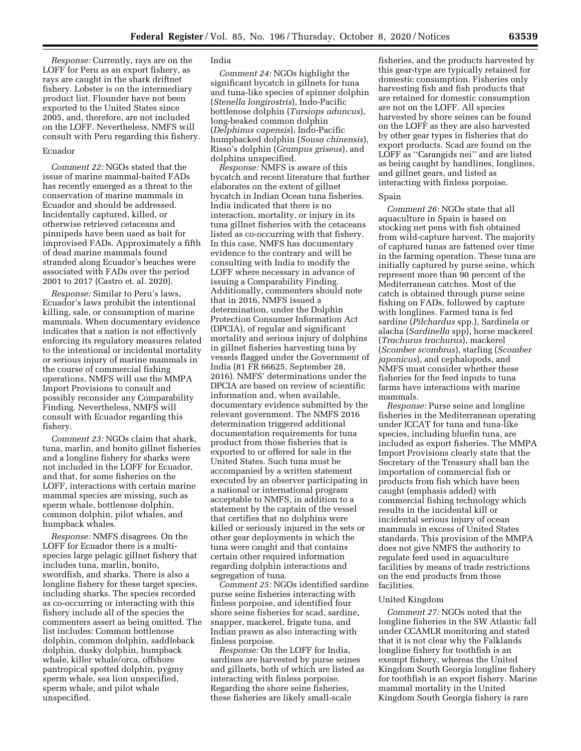*Response:* Currently, rays are on the LOFF for Peru as an export fishery, as rays are caught in the shark driftnet fishery. Lobster is on the intermediary product list. Flounder have not been exported to the United States since 2005, and, therefore, are not included on the LOFF. Nevertheless, NMFS will consult with Peru regarding this fishery.

### Ecuador

*Comment 22:* NGOs stated that the issue of marine mammal-baited FADs has recently emerged as a threat to the conservation of marine mammals in Ecuador and should be addressed. Incidentally captured, killed, or otherwise retrieved cetaceans and pinnipeds have been used as bait for improvised FADs. Approximately a fifth of dead marine mammals found stranded along Ecuador's beaches were associated with FADs over the period 2001 to 2017 (Castro et. al. 2020).

*Response:* Similar to Peru's laws, Ecuador's laws prohibit the intentional killing, sale, or consumption of marine mammals. When documentary evidence indicates that a nation is not effectively enforcing its regulatory measures related to the intentional or incidental mortality or serious injury of marine mammals in the course of commercial fishing operations, NMFS will use the MMPA Import Provisions to consult and possibly reconsider any Comparability Finding. Nevertheless, NMFS will consult with Ecuador regarding this fishery.

*Comment 23:* NGOs claim that shark, tuna, marlin, and bonito gillnet fisheries and a longline fishery for sharks were not included in the LOFF for Ecuador, and that, for some fisheries on the LOFF, interactions with certain marine mammal species are missing, such as sperm whale, bottlenose dolphin, common dolphin, pilot whales, and humpback whales.

*Response:* NMFS disagrees. On the LOFF for Ecuador there is a multi-species large pelagic gillnet fishery that includes tuna, marlin, bonito, swordfish, and sharks. There is also a longline fishery for these target species, including sharks. The species recorded as co-occurring or interacting with this fishery include all of the species the commenters assert as being omitted. The list includes: Common bottlenose dolphin, common dolphin, saddleback dolphin, dusky dolphin, humpback whale, killer whale/orca, offshore pantropical spotted dolphin, pygmy sperm whale, sea lion unspecified, sperm whale, and pilot whale unspecified.

### India

*Comment 24:* NGOs highlight the significant bycatch in gillnets for tuna and tuna-like species of spinner dolphin (*Stenella longirostris*), Indo-Pacific bottlenose dolphin (*Tursiops aduncus*), long-beaked common dolphin (*Delphinus capensis*), Indo-Pacific humpbacked dolphin (*Sousa chinensis*), Risso's dolphin (*Grampus griseus*), and dolphins unspecified.

*Response:* NMFS is aware of this bycatch and recent literature that further elaborates on the extent of gillnet bycatch in Indian Ocean tuna fisheries. India indicated that there is no interaction, mortality, or injury in its tuna gillnet fisheries with the cetaceans listed as co-occurring with that fishery. In this case, NMFS has documentary evidence to the contrary and will be consulting with India to modify the LOFF where necessary in advance of issuing a Comparability Finding. Additionally, commenters should note that in 2016, NMFS issued a determination, under the Dolphin Protection Consumer Information Act (DPCIA), of regular and significant mortality and serious injury of dolphins in gillnet fisheries harvesting tuna by vessels flagged under the Government of India (81 FR 66625, September 28, 2016). NMFS' determinations under the DPCIA are based on review of scientific information and, when available, documentary evidence submitted by the relevant government. The NMFS 2016 determination triggered additional documentation requirements for tuna product from those fisheries that is exported to or offered for sale in the United States. Such tuna must be accompanied by a written statement executed by an observer participating in a national or international program acceptable to NMFS, in addition to a statement by the captain of the vessel that certifies that no dolphins were killed or seriously injured in the sets or other gear deployments in which the tuna were caught and that contains certain other required information regarding dolphin interactions and segregation of tuna.

*Comment 25:* NGOs identified sardine purse seine fisheries interacting with finless porpoise, and identified four shore seine fisheries for scad, sardine, snapper, mackerel, frigate tuna, and Indian prawn as also interacting with finless porpoise.

*Response:* On the LOFF for India, sardines are harvested by purse seines and gillnets, both of which are listed as interacting with finless porpoise. Regarding the shore seine fisheries, these fisheries are likely small-scale fisheries, and the products harvested by this gear-type are typically retained for domestic consumption. Fisheries only harvesting fish and fish products that are retained for domestic consumption are not on the LOFF. All species harvested by shore seines can be found on the LOFF as they are also harvested by other gear types in fisheries that do export products. Scad are found on the LOFF as ''Carangids nei'' and are listed as being caught by handlines, longlines, and gillnet gears, and listed as interacting with finless porpoise.

### Spain

*Comment 26:* NGOs state that all aquaculture in Spain is based on stocking net pens with fish obtained from wild-capture harvest. The majority of captured tunas are fattened over time in the farming operation. These tuna are initially captured by purse seine, which represent more than 90 percent of the Mediterranean catches. Most of the catch is obtained through purse seine fishing on FADs, followed by capture with longlines. Farmed tuna is fed sardine (*Pilchardus* spp.), Sardinela or alacha (*Sardinella* spp), horse mackerel (*Trachurus trachurus*), mackerel (*Scomber scombrus*), starling (*Scomber japonicus*), and cephalopods, and NMFS must consider whether these fisheries for the feed inputs to tuna farms have interactions with marine mammals.

*Response:* Purse seine and longline fisheries in the Mediterranean operating under ICCAT for tuna and tuna-like species, including bluefin tuna, are included as export fisheries. The MMPA Import Provisions clearly state that the Secretary of the Treasury shall ban the importation of commercial fish or products from fish which have been caught (emphasis added) with commercial fishing technology which results in the incidental kill or incidental serious injury of ocean mammals in excess of United States standards. This provision of the MMPA does not give NMFS the authority to regulate feed used in aquaculture facilities by means of trade restrictions on the end products from those facilities.

### United Kingdom

*Comment 27:* NGOs noted that the longline fisheries in the SW Atlantic fall under CCAMLR monitoring and stated that it is not clear why the Falklands longline fishery for toothfish is an exempt fishery, whereas the United Kingdom South Georgia longline fishery for toothfish is an export fishery. Marine mammal mortality in the United Kingdom South Georgia fishery is rare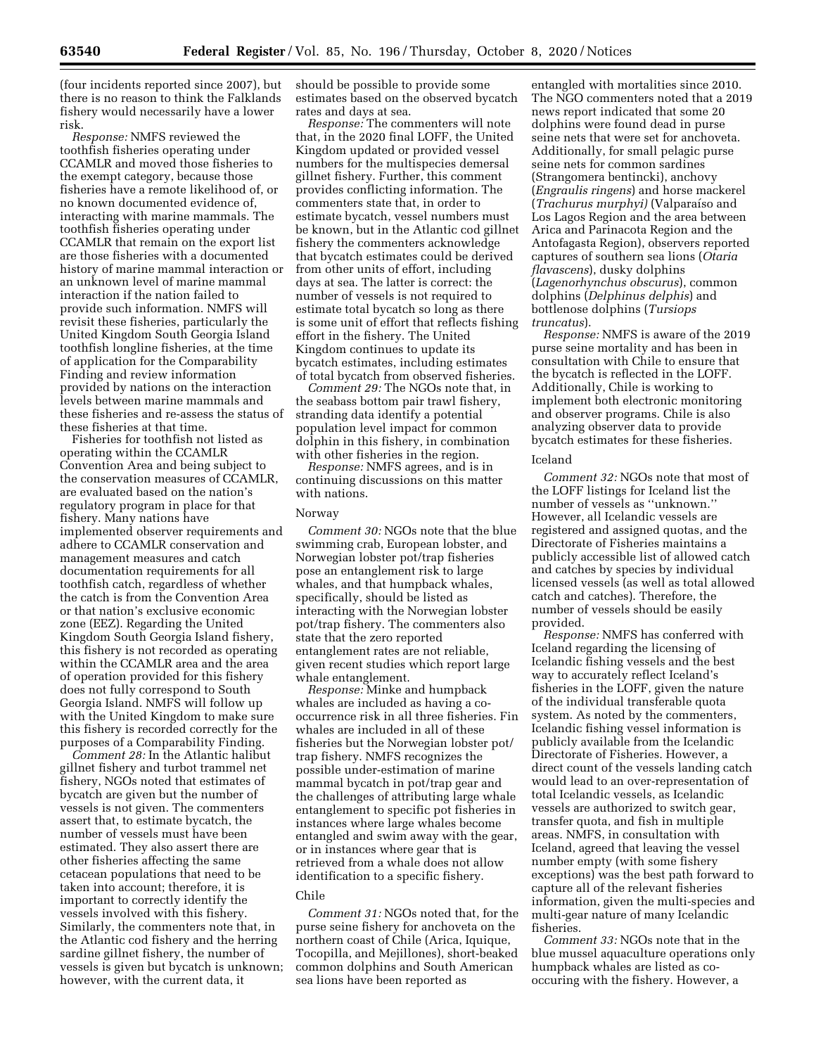(four incidents reported since 2007), but there is no reason to think the Falklands fishery would necessarily have a lower risk.

*Response:* NMFS reviewed the toothfish fisheries operating under CCAMLR and moved those fisheries to the exempt category, because those fisheries have a remote likelihood of, or no known documented evidence of, interacting with marine mammals. The toothfish fisheries operating under CCAMLR that remain on the export list are those fisheries with a documented history of marine mammal interaction or an unknown level of marine mammal interaction if the nation failed to provide such information. NMFS will revisit these fisheries, particularly the United Kingdom South Georgia Island toothfish longline fisheries, at the time of application for the Comparability Finding and review information provided by nations on the interaction levels between marine mammals and these fisheries and re-assess the status of these fisheries at that time.

Fisheries for toothfish not listed as operating within the CCAMLR Convention Area and being subject to the conservation measures of CCAMLR, are evaluated based on the nation's regulatory program in place for that fishery. Many nations have implemented observer requirements and adhere to CCAMLR conservation and management measures and catch documentation requirements for all toothfish catch, regardless of whether the catch is from the Convention Area or that nation's exclusive economic zone (EEZ). Regarding the United Kingdom South Georgia Island fishery, this fishery is not recorded as operating within the CCAMLR area and the area of operation provided for this fishery does not fully correspond to South Georgia Island. NMFS will follow up with the United Kingdom to make sure this fishery is recorded correctly for the purposes of a Comparability Finding.

*Comment 28:* In the Atlantic halibut gillnet fishery and turbot trammel net fishery, NGOs noted that estimates of bycatch are given but the number of vessels is not given. The commenters assert that, to estimate bycatch, the number of vessels must have been estimated. They also assert there are other fisheries affecting the same cetacean populations that need to be taken into account; therefore, it is important to correctly identify the vessels involved with this fishery. Similarly, the commenters note that, in the Atlantic cod fishery and the herring sardine gillnet fishery, the number of vessels is given but bycatch is unknown; however, with the current data, it should be possible to provide some estimates based on the observed bycatch rates and days at sea.

*Response:* The commenters will note that, in the 2020 final LOFF, the United Kingdom updated or provided vessel numbers for the multispecies demersal gillnet fishery. Further, this comment provides conflicting information. The commenters state that, in order to estimate bycatch, vessel numbers must be known, but in the Atlantic cod gillnet fishery the commenters acknowledge that bycatch estimates could be derived from other units of effort, including days at sea. The latter is correct: the number of vessels is not required to estimate total bycatch so long as there is some unit of effort that reflects fishing effort in the fishery. The United Kingdom continues to update its bycatch estimates, including estimates of total bycatch from observed fisheries.

*Comment 29:* The NGOs note that, in the seabass bottom pair trawl fishery, stranding data identify a potential population level impact for common dolphin in this fishery, in combination with other fisheries in the region.

*Response:* NMFS agrees, and is in continuing discussions on this matter with nations.

Norway

*Comment 30:* NGOs note that the blue swimming crab, European lobster, and Norwegian lobster pot/trap fisheries pose an entanglement risk to large whales, and that humpback whales, specifically, should be listed as interacting with the Norwegian lobster pot/trap fishery. The commenters also state that the zero reported entanglement rates are not reliable, given recent studies which report large whale entanglement.

*Response:* Minke and humpback whales are included as having a co-occurrence risk in all three fisheries. Fin whales are included in all of these fisheries but the Norwegian lobster pot/trap fishery. NMFS recognizes the possible under-estimation of marine mammal bycatch in pot/trap gear and the challenges of attributing large whale entanglement to specific pot fisheries in instances where large whales become entangled and swim away with the gear, or in instances where gear that is retrieved from a whale does not allow identification to a specific fishery.

Chile

*Comment 31:* NGOs noted that, for the purse seine fishery for anchoveta on the northern coast of Chile (Arica, Iquique, Tocopilla, and Mejillones), short-beaked common dolphins and South American sea lions have been reported as entangled with mortalities since 2010. The NGO commenters noted that a 2019 news report indicated that some 20 dolphins were found dead in purse seine nets that were set for anchoveta. Additionally, for small pelagic purse seine nets for common sardines (Strangomera bentincki), anchovy (*Engraulis ringens*) and horse mackerel (*Trachurus murphyi)* (Valparaíso and Los Lagos Region and the area between Arica and Parinacota Region and the Antofagasta Region), observers reported captures of southern sea lions (*Otaria flavascens*), dusky dolphins (*Lagenorhynchus obscurus*), common dolphins (*Delphinus delphis*) and bottlenose dolphins (*Tursiops truncatus*).

*Response:* NMFS is aware of the 2019 purse seine mortality and has been in consultation with Chile to ensure that the bycatch is reflected in the LOFF. Additionally, Chile is working to implement both electronic monitoring and observer programs. Chile is also analyzing observer data to provide bycatch estimates for these fisheries.

Iceland

*Comment 32:* NGOs note that most of the LOFF listings for Iceland list the number of vessels as "unknown." However, all Icelandic vessels are registered and assigned quotas, and the Directorate of Fisheries maintains a publicly accessible list of allowed catch and catches by species by individual licensed vessels (as well as total allowed catch and catches). Therefore, the number of vessels should be easily provided.

*Response:* NMFS has conferred with Iceland regarding the licensing of Icelandic fishing vessels and the best way to accurately reflect Iceland's fisheries in the LOFF, given the nature of the individual transferable quota system. As noted by the commenters, Icelandic fishing vessel information is publicly available from the Icelandic Directorate of Fisheries. However, a direct count of the vessels landing catch would lead to an over-representation of total Icelandic vessels, as Icelandic vessels are authorized to switch gear, transfer quota, and fish in multiple areas. NMFS, in consultation with Iceland, agreed that leaving the vessel number empty (with some fishery exceptions) was the best path forward to capture all of the relevant fisheries information, given the multi-species and multi-gear nature of many Icelandic fisheries.

*Comment 33:* NGOs note that in the blue mussel aquaculture operations only humpback whales are listed as co-occuring with the fishery. However, a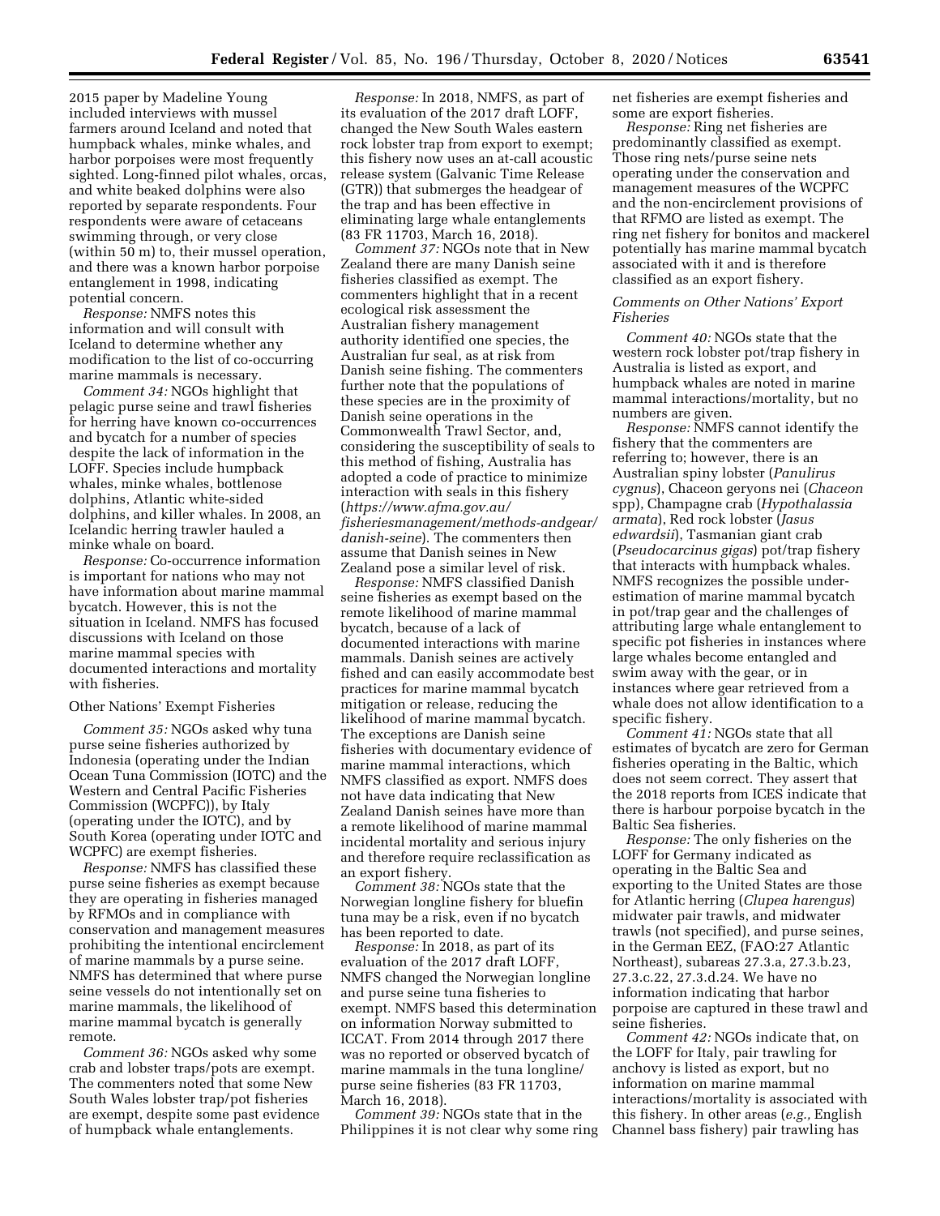2015 paper by Madeline Young included interviews with mussel farmers around Iceland and noted that humpback whales, minke whales, and harbor porpoises were most frequently sighted. Long-finned pilot whales, orcas, and white beaked dolphins were also reported by separate respondents. Four respondents were aware of cetaceans swimming through, or very close (within 50 m) to, their mussel operation, and there was a known harbor porpoise entanglement in 1998, indicating potential concern.

*Response:* NMFS notes this information and will consult with Iceland to determine whether any modification to the list of co-occurring marine mammals is necessary.

*Comment 34:* NGOs highlight that pelagic purse seine and trawl fisheries for herring have known co-occurrences and bycatch for a number of species despite the lack of information in the LOFF. Species include humpback whales, minke whales, bottlenose dolphins, Atlantic white-sided dolphins, and killer whales. In 2008, an Icelandic herring trawler hauled a minke whale on board.

*Response:* Co-occurrence information is important for nations who may not have information about marine mammal bycatch. However, this is not the situation in Iceland. NMFS has focused discussions with Iceland on those marine mammal species with documented interactions and mortality with fisheries.

Other Nations' Exempt Fisheries

*Comment 35:* NGOs asked why tuna purse seine fisheries authorized by Indonesia (operating under the Indian Ocean Tuna Commission (IOTC) and the Western and Central Pacific Fisheries Commission (WCPFC)), by Italy (operating under the IOTC), and by South Korea (operating under IOTC and WCPFC) are exempt fisheries.

*Response:* NMFS has classified these purse seine fisheries as exempt because they are operating in fisheries managed by RFMOs and in compliance with conservation and management measures prohibiting the intentional encirclement of marine mammals by a purse seine. NMFS has determined that where purse seine vessels do not intentionally set on marine mammals, the likelihood of marine mammal bycatch is generally remote.

*Comment 36:* NGOs asked why some crab and lobster traps/pots are exempt. The commenters noted that some New South Wales lobster trap/pot fisheries are exempt, despite some past evidence of humpback whale entanglements.

*Response:* In 2018, NMFS, as part of its evaluation of the 2017 draft LOFF, changed the New South Wales eastern rock lobster trap from export to exempt; this fishery now uses an at-call acoustic release system (Galvanic Time Release (GTR)) that submerges the headgear of the trap and has been effective in eliminating large whale entanglements (83 FR 11703, March 16, 2018).

*Comment 37:* NGOs note that in New Zealand there are many Danish seine fisheries classified as exempt. The commenters highlight that in a recent ecological risk assessment the Australian fishery management authority identified one species, the Australian fur seal, as at risk from Danish seine fishing. The commenters further note that the populations of these species are in the proximity of Danish seine operations in the Commonwealth Trawl Sector, and, considering the susceptibility of seals to this method of fishing, Australia has adopted a code of practice to minimize interaction with seals in this fishery (*https://www.afma.gov.au/fisheriesmanagement/methods-andgear/danish-seine*). The commenters then assume that Danish seines in New Zealand pose a similar level of risk.

*Response:* NMFS classified Danish seine fisheries as exempt based on the remote likelihood of marine mammal bycatch, because of a lack of documented interactions with marine mammals. Danish seines are actively fished and can easily accommodate best practices for marine mammal bycatch mitigation or release, reducing the likelihood of marine mammal bycatch. The exceptions are Danish seine fisheries with documentary evidence of marine mammal interactions, which NMFS classified as export. NMFS does not have data indicating that New Zealand Danish seines have more than a remote likelihood of marine mammal incidental mortality and serious injury and therefore require reclassification as an export fishery.

*Comment 38:* NGOs state that the Norwegian longline fishery for bluefin tuna may be a risk, even if no bycatch has been reported to date.

*Response:* In 2018, as part of its evaluation of the 2017 draft LOFF, NMFS changed the Norwegian longline and purse seine tuna fisheries to exempt. NMFS based this determination on information Norway submitted to ICCAT. From 2014 through 2017 there was no reported or observed bycatch of marine mammals in the tuna longline/purse seine fisheries (83 FR 11703, March 16, 2018).

*Comment 39:* NGOs state that in the Philippines it is not clear why some ring net fisheries are exempt fisheries and some are export fisheries.

*Response:* Ring net fisheries are predominantly classified as exempt. Those ring nets/purse seine nets operating under the conservation and management measures of the WCPFC and the non-encirclement provisions of that RFMO are listed as exempt. The ring net fishery for bonitos and mackerel potentially has marine mammal bycatch associated with it and is therefore classified as an export fishery.

*Comments on Other Nations' Export Fisheries*

*Comment 40:* NGOs state that the western rock lobster pot/trap fishery in Australia is listed as export, and humpback whales are noted in marine mammal interactions/mortality, but no numbers are given.

*Response:* NMFS cannot identify the fishery that the commenters are referring to; however, there is an Australian spiny lobster (*Panulirus cygnus*), Chaceon geryons nei (*Chaceon* spp), Champagne crab (*Hypothalassia armata*), Red rock lobster (*Jasus edwardsii*), Tasmanian giant crab (*Pseudocarcinus gigas*) pot/trap fishery that interacts with humpback whales. NMFS recognizes the possible under-estimation of marine mammal bycatch in pot/trap gear and the challenges of attributing large whale entanglement to specific pot fisheries in instances where large whales become entangled and swim away with the gear, or in instances where gear retrieved from a whale does not allow identification to a specific fishery.

*Comment 41:* NGOs state that all estimates of bycatch are zero for German fisheries operating in the Baltic, which does not seem correct. They assert that the 2018 reports from ICES indicate that there is harbour porpoise bycatch in the Baltic Sea fisheries.

*Response:* The only fisheries on the LOFF for Germany indicated as operating in the Baltic Sea and exporting to the United States are those for Atlantic herring (*Clupea harengus*) midwater pair trawls, and midwater trawls (not specified), and purse seines, in the German EEZ, (FAO:27 Atlantic Northeast), subareas 27.3.a, 27.3.b.23, 27.3.c.22, 27.3.d.24. We have no information indicating that harbor porpoise are captured in these trawl and seine fisheries.

*Comment 42:* NGOs indicate that, on the LOFF for Italy, pair trawling for anchovy is listed as export, but no information on marine mammal interactions/mortality is associated with this fishery. In other areas (*e.g.,* English Channel bass fishery) pair trawling has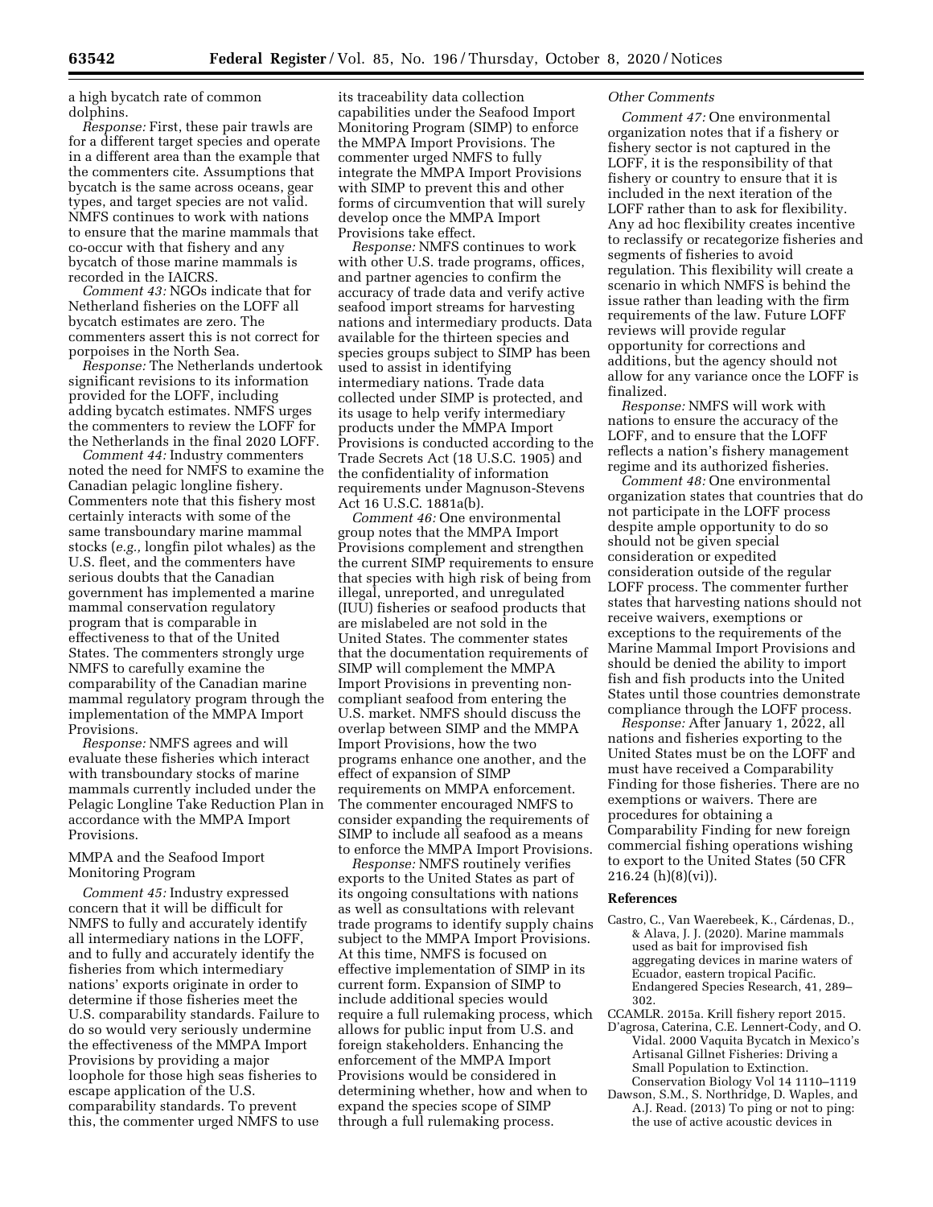a high bycatch rate of common dolphins.

*Response:* First, these pair trawls are for a different target species and operate in a different area than the example that the commenters cite. Assumptions that bycatch is the same across oceans, gear types, and target species are not valid. NMFS continues to work with nations to ensure that the marine mammals that co-occur with that fishery and any bycatch of those marine mammals is recorded in the IAICRS.

*Comment 43:* NGOs indicate that for Netherland fisheries on the LOFF all bycatch estimates are zero. The commenters assert this is not correct for porpoises in the North Sea.

*Response:* The Netherlands undertook significant revisions to its information provided for the LOFF, including adding bycatch estimates. NMFS urges the commenters to review the LOFF for the Netherlands in the final 2020 LOFF.

*Comment 44:* Industry commenters noted the need for NMFS to examine the Canadian pelagic longline fishery. Commenters note that this fishery most certainly interacts with some of the same transboundary marine mammal stocks (*e.g.,* longfin pilot whales) as the U.S. fleet, and the commenters have serious doubts that the Canadian government has implemented a marine mammal conservation regulatory program that is comparable in effectiveness to that of the United States. The commenters strongly urge NMFS to carefully examine the comparability of the Canadian marine mammal regulatory program through the implementation of the MMPA Import Provisions.

*Response:* NMFS agrees and will evaluate these fisheries which interact with transboundary stocks of marine mammals currently included under the Pelagic Longline Take Reduction Plan in accordance with the MMPA Import Provisions.

## MMPA and the Seafood Import Monitoring Program

*Comment 45:* Industry expressed concern that it will be difficult for NMFS to fully and accurately identify all intermediary nations in the LOFF, and to fully and accurately identify the fisheries from which intermediary nations' exports originate in order to determine if those fisheries meet the U.S. comparability standards. Failure to do so would very seriously undermine the effectiveness of the MMPA Import Provisions by providing a major loophole for those high seas fisheries to escape application of the U.S. comparability standards. To prevent this, the commenter urged NMFS to use its traceability data collection capabilities under the Seafood Import Monitoring Program (SIMP) to enforce the MMPA Import Provisions. The commenter urged NMFS to fully integrate the MMPA Import Provisions with SIMP to prevent this and other forms of circumvention that will surely develop once the MMPA Import Provisions take effect.

*Response:* NMFS continues to work with other U.S. trade programs, offices, and partner agencies to confirm the accuracy of trade data and verify active seafood import streams for harvesting nations and intermediary products. Data available for the thirteen species and species groups subject to SIMP has been used to assist in identifying intermediary nations. Trade data collected under SIMP is protected, and its usage to help verify intermediary products under the MMPA Import Provisions is conducted according to the Trade Secrets Act (18 U.S.C. 1905) and the confidentiality of information requirements under Magnuson-Stevens Act 16 U.S.C. 1881a(b).

*Comment 46:* One environmental group notes that the MMPA Import Provisions complement and strengthen the current SIMP requirements to ensure that species with high risk of being from illegal, unreported, and unregulated (IUU) fisheries or seafood products that are mislabeled are not sold in the United States. The commenter states that the documentation requirements of SIMP will complement the MMPA Import Provisions in preventing non-compliant seafood from entering the U.S. market. NMFS should discuss the overlap between SIMP and the MMPA Import Provisions, how the two programs enhance one another, and the effect of expansion of SIMP requirements on MMPA enforcement. The commenter encouraged NMFS to consider expanding the requirements of SIMP to include all seafood as a means to enforce the MMPA Import Provisions.

*Response:* NMFS routinely verifies exports to the United States as part of its ongoing consultations with nations as well as consultations with relevant trade programs to identify supply chains subject to the MMPA Import Provisions. At this time, NMFS is focused on effective implementation of SIMP in its current form. Expansion of SIMP to include additional species would require a full rulemaking process, which allows for public input from U.S. and foreign stakeholders. Enhancing the enforcement of the MMPA Import Provisions would be considered in determining whether, how and when to expand the species scope of SIMP through a full rulemaking process.

### *Other Comments*

*Comment 47:* One environmental organization notes that if a fishery or fishery sector is not captured in the LOFF, it is the responsibility of that fishery or country to ensure that it is included in the next iteration of the LOFF rather than to ask for flexibility. Any ad hoc flexibility creates incentive to reclassify or recategorize fisheries and segments of fisheries to avoid regulation. This flexibility will create a scenario in which NMFS is behind the issue rather than leading with the firm requirements of the law. Future LOFF reviews will provide regular opportunity for corrections and additions, but the agency should not allow for any variance once the LOFF is finalized.

*Response:* NMFS will work with nations to ensure the accuracy of the LOFF, and to ensure that the LOFF reflects a nation's fishery management regime and its authorized fisheries.

*Comment 48:* One environmental organization states that countries that do not participate in the LOFF process despite ample opportunity to do so should not be given special consideration or expedited consideration outside of the regular LOFF process. The commenter further states that harvesting nations should not receive waivers, exemptions or exceptions to the requirements of the Marine Mammal Import Provisions and should be denied the ability to import fish and fish products into the United States until those countries demonstrate compliance through the LOFF process.

*Response:* After January 1, 2022, all nations and fisheries exporting to the United States must be on the LOFF and must have received a Comparability Finding for those fisheries. There are no exemptions or waivers. There are procedures for obtaining a Comparability Finding for new foreign commercial fishing operations wishing to export to the United States (50 CFR 216.24 (h)(8)(vi)).

## References

Castro, C., Van Waerebeek, K., Cárdenas, D., & Alava, J. J. (2020). Marine mammals used as bait for improvised fish aggregating devices in marine waters of Ecuador, eastern tropical Pacific. Endangered Species Research, 41, 289–302.

CCAMLR. 2015a. Krill fishery report 2015.

D'agrosa, Caterina, C.E. Lennert-Cody, and O. Vidal. 2000 Vaquita Bycatch in Mexico's Artisanal Gillnet Fisheries: Driving a Small Population to Extinction. Conservation Biology Vol 14 1110–1119

Dawson, S.M., S. Northridge, D. Waples, and A.J. Read. (2013) To ping or not to ping: the use of active acoustic devices in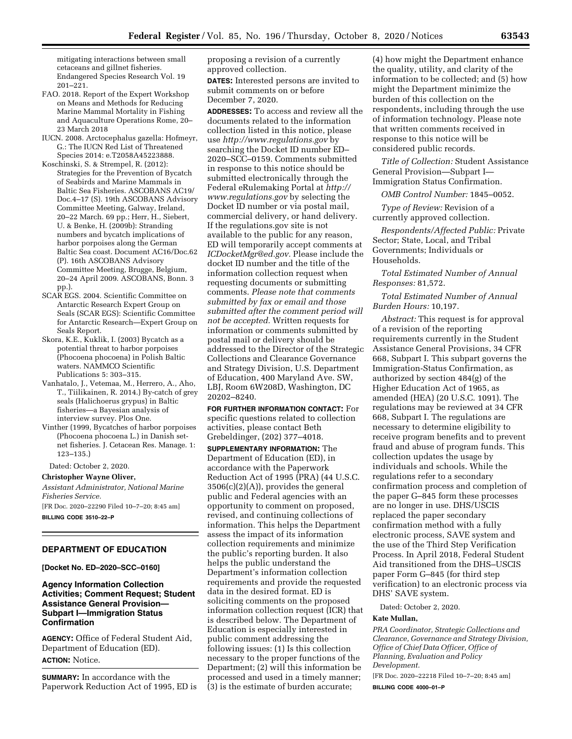mitigating interactions between small cetaceans and gillnet fisheries. Endangered Species Research Vol. 19 201–221.

FAO. 2018. Report of the Expert Workshop on Means and Methods for Reducing Marine Mammal Mortality in Fishing and Aquaculture Operations Rome, 20–23 March 2018

IUCN. 2008. Arctocephalus gazella: Hofmeyr, G.: The IUCN Red List of Threatened Species 2014: e.T2058A45223888.

Koschinski, S. & Strempel, R. (2012): Strategies for the Prevention of Bycatch of Seabirds and Marine Mammals in Baltic Sea Fisheries. ASCOBANS AC19/Doc.4–17 (S). 19th ASCOBANS Advisory Committee Meeting, Galway, Ireland, 20–22 March. 69 pp.; Herr, H., Siebert, U. & Benke, H. (2009b): Stranding numbers and bycatch implications of harbor porpoises along the German Baltic Sea coast. Document AC16/Doc.62 (P). 16th ASCOBANS Advisory Committee Meeting, Brugge, Belgium, 20–24 April 2009. ASCOBANS, Bonn. 3 pp.).

SCAR EGS. 2004. Scientific Committee on Antarctic Research Expert Group on Seals (SCAR EGS): Scientific Committee for Antarctic Research—Expert Group on Seals Report.

Skora, K.E., Kuklik, I. (2003) Bycatch as a potential threat to harbor porpoises (Phocoena phocoena) in Polish Baltic waters. NAMMCO Scientific Publications 5: 303–315.

Vanhatalo, J., Vetemaa, M., Herrero, A., Aho, T., Tiilikainen, R. 2014.) By-catch of grey seals (Halichoerus grypus) in Baltic fisheries—a Bayesian analysis of interview survey. Plos One.

Vinther (1999, Bycatches of harbor porpoises (Phocoena phocoena L.) in Danish set-net fisheries. J. Cetacean Res. Manage. 1: 123–135.)

Dated: October 2, 2020.

**Christopher Wayne Oliver,**

*Assistant Administrator, National Marine Fisheries Service.*

[FR Doc. 2020–22290 Filed 10–7–20; 8:45 am]

**BILLING CODE 3510–22–P**

## DEPARTMENT OF EDUCATION

**[Docket No. ED–2020–SCC–0160]**

### Agency Information Collection Activities; Comment Request; Student Assistance General Provision—Subpart I—Immigration Status Confirmation

**AGENCY:** Office of Federal Student Aid, Department of Education (ED).

**ACTION:** Notice.

**SUMMARY:** In accordance with the Paperwork Reduction Act of 1995, ED is proposing a revision of a currently approved collection.

**DATES:** Interested persons are invited to submit comments on or before December 7, 2020.

**ADDRESSES:** To access and review all the documents related to the information collection listed in this notice, please use *http://www.regulations.gov* by searching the Docket ID number ED–2020–SCC–0159. Comments submitted in response to this notice should be submitted electronically through the Federal eRulemaking Portal at *http://www.regulations.gov* by selecting the Docket ID number or via postal mail, commercial delivery, or hand delivery. If the regulations.gov site is not available to the public for any reason, ED will temporarily accept comments at *ICDocketMgr@ed.gov.* Please include the docket ID number and the title of the information collection request when requesting documents or submitting comments. *Please note that comments submitted by fax or email and those submitted after the comment period will not be accepted.* Written requests for information or comments submitted by postal mail or delivery should be addressed to the Director of the Strategic Collections and Clearance Governance and Strategy Division, U.S. Department of Education, 400 Maryland Ave. SW, LBJ, Room 6W208D, Washington, DC 20202–8240.

**FOR FURTHER INFORMATION CONTACT:** For specific questions related to collection activities, please contact Beth Grebeldinger, (202) 377–4018.

**SUPPLEMENTARY INFORMATION:** The Department of Education (ED), in accordance with the Paperwork Reduction Act of 1995 (PRA) (44 U.S.C. 3506(c)(2)(A)), provides the general public and Federal agencies with an opportunity to comment on proposed, revised, and continuing collections of information. This helps the Department assess the impact of its information collection requirements and minimize the public's reporting burden. It also helps the public understand the Department's information collection requirements and provide the requested data in the desired format. ED is soliciting comments on the proposed information collection request (ICR) that is described below. The Department of Education is especially interested in public comment addressing the following issues: (1) Is this collection necessary to the proper functions of the Department; (2) will this information be processed and used in a timely manner; (3) is the estimate of burden accurate; (4) how might the Department enhance the quality, utility, and clarity of the information to be collected; and (5) how might the Department minimize the burden of this collection on the respondents, including through the use of information technology. Please note that written comments received in response to this notice will be considered public records.

*Title of Collection:* Student Assistance General Provision—Subpart I—Immigration Status Confirmation.

*OMB Control Number:* 1845–0052.

*Type of Review:* Revision of a currently approved collection.

*Respondents/Affected Public:* Private Sector; State, Local, and Tribal Governments; Individuals or Households.

*Total Estimated Number of Annual Responses:* 81,572.

*Total Estimated Number of Annual Burden Hours:* 10,197.

*Abstract:* This request is for approval of a revision of the reporting requirements currently in the Student Assistance General Provisions, 34 CFR 668, Subpart I. This subpart governs the Immigration-Status Confirmation, as authorized by section 484(g) of the Higher Education Act of 1965, as amended (HEA) (20 U.S.C. 1091). The regulations may be reviewed at 34 CFR 668, Subpart I. The regulations are necessary to determine eligibility to receive program benefits and to prevent fraud and abuse of program funds. This collection updates the usage by individuals and schools. While the regulations refer to a secondary confirmation process and completion of the paper G–845 form these processes are no longer in use. DHS/USCIS replaced the paper secondary confirmation method with a fully electronic process, SAVE system and the use of the Third Step Verification Process. In April 2018, Federal Student Aid transitioned from the DHS–USCIS paper Form G–845 (for third step verification) to an electronic process via DHS' SAVE system.

Dated: October 2, 2020.

**Kate Mullan,**

*PRA Coordinator, Strategic Collections and Clearance, Governance and Strategy Division, Office of Chief Data Officer, Office of Planning, Evaluation and Policy Development.*

[FR Doc. 2020–22218 Filed 10–7–20; 8:45 am]

**BILLING CODE 4000–01–P**